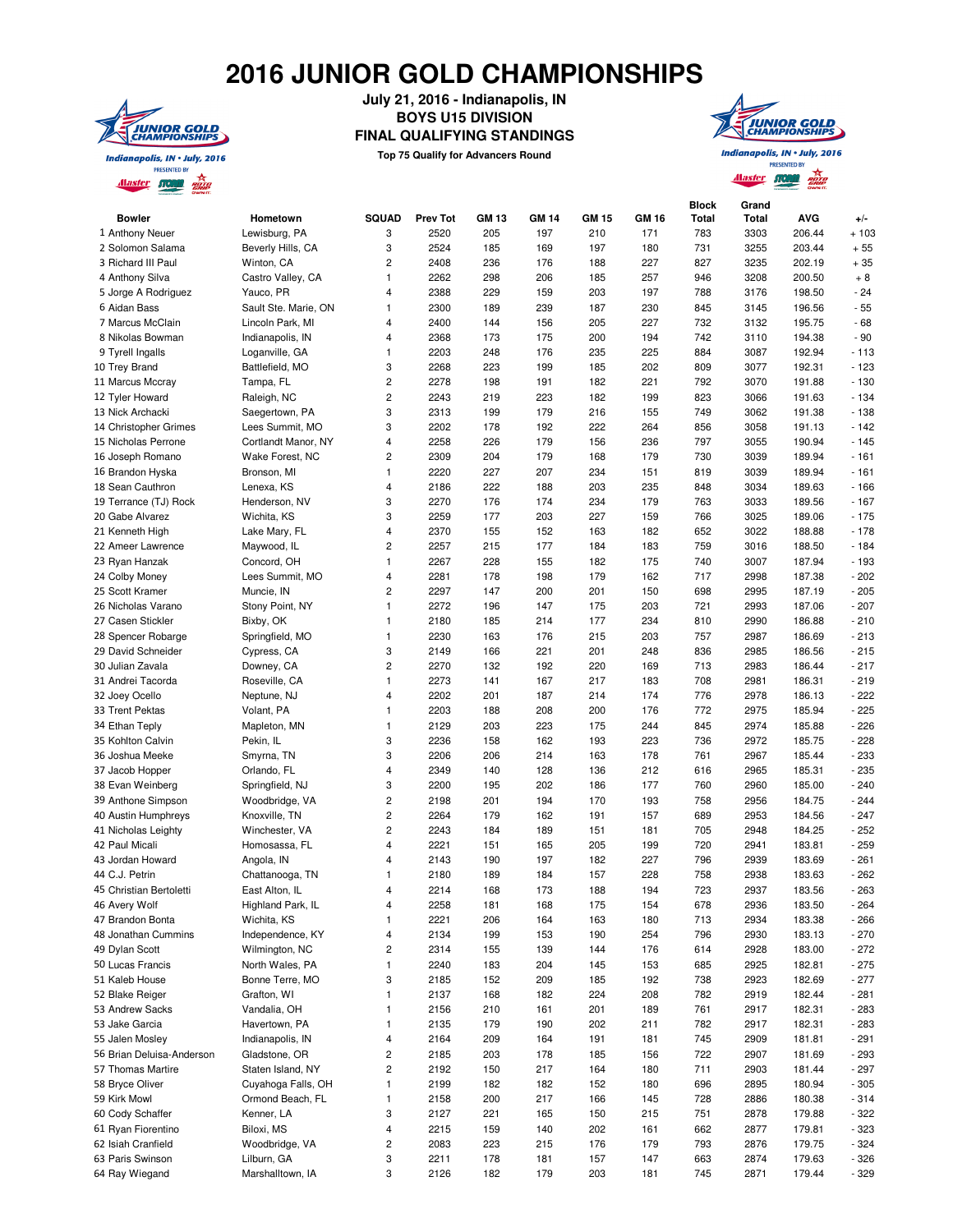# 2016 JUNIOR GOLD CHAMPIONSHIPS

**July 21, 2016 - Indianapolis, IN**
**BOYS U15 DIVISION**
**FINAL QUALIFYING STANDINGS**
**Top 75 Qualify for Advancers Round**

| Bowler | Hometown | SQUAD | Prev Tot | GM 13 | GM 14 | GM 15 | GM 16 | Block Total | Grand Total | AVG | +/- |
|---|---|---|---|---|---|---|---|---|---|---|---|
| 1 Anthony Neuer | Lewisburg, PA | 3 | 2520 | 205 | 197 | 210 | 171 | 783 | 3303 | 206.44 | + 103 |
| 2 Solomon Salama | Beverly Hills, CA | 3 | 2524 | 185 | 169 | 197 | 180 | 731 | 3255 | 203.44 | + 55 |
| 3 Richard III Paul | Winton, CA | 2 | 2408 | 236 | 176 | 188 | 227 | 827 | 3235 | 202.19 | + 35 |
| 4 Anthony Silva | Castro Valley, CA | 1 | 2262 | 298 | 206 | 185 | 257 | 946 | 3208 | 200.50 | + 8 |
| 5 Jorge A Rodriguez | Yauco, PR | 4 | 2388 | 229 | 159 | 203 | 197 | 788 | 3176 | 198.50 | - 24 |
| 6 Aidan Bass | Sault Ste. Marie, ON | 1 | 2300 | 189 | 239 | 187 | 230 | 845 | 3145 | 196.56 | - 55 |
| 7 Marcus McClain | Lincoln Park, MI | 4 | 2400 | 144 | 156 | 205 | 227 | 732 | 3132 | 195.75 | - 68 |
| 8 Nikolas Bowman | Indianapolis, IN | 4 | 2368 | 173 | 175 | 200 | 194 | 742 | 3110 | 194.38 | - 90 |
| 9 Tyrell Ingalls | Loganville, GA | 1 | 2203 | 248 | 176 | 235 | 225 | 884 | 3087 | 192.94 | - 113 |
| 10 Trey Brand | Battlefield, MO | 3 | 2268 | 223 | 199 | 185 | 202 | 809 | 3077 | 192.31 | - 123 |
| 11 Marcus Mccray | Tampa, FL | 2 | 2278 | 198 | 191 | 182 | 221 | 792 | 3070 | 191.88 | - 130 |
| 12 Tyler Howard | Raleigh, NC | 2 | 2243 | 219 | 223 | 182 | 199 | 823 | 3066 | 191.63 | - 134 |
| 13 Nick Archacki | Saegertown, PA | 3 | 2313 | 199 | 179 | 216 | 155 | 749 | 3062 | 191.38 | - 138 |
| 14 Christopher Grimes | Lees Summit, MO | 3 | 2202 | 178 | 192 | 222 | 264 | 856 | 3058 | 191.13 | - 142 |
| 15 Nicholas Perrone | Cortlandt Manor, NY | 4 | 2258 | 226 | 179 | 156 | 236 | 797 | 3055 | 190.94 | - 145 |
| 16 Joseph Romano | Wake Forest, NC | 2 | 2309 | 204 | 179 | 168 | 179 | 730 | 3039 | 189.94 | - 161 |
| 16 Brandon Hyska | Bronson, MI | 1 | 2220 | 227 | 207 | 234 | 151 | 819 | 3039 | 189.94 | - 161 |
| 18 Sean Cauthron | Lenexa, KS | 4 | 2186 | 222 | 188 | 203 | 235 | 848 | 3034 | 189.63 | - 166 |
| 19 Terrance (TJ) Rock | Henderson, NV | 3 | 2270 | 176 | 174 | 234 | 179 | 763 | 3033 | 189.56 | - 167 |
| 20 Gabe Alvarez | Wichita, KS | 3 | 2259 | 177 | 203 | 227 | 159 | 766 | 3025 | 189.06 | - 175 |
| 21 Kenneth High | Lake Mary, FL | 4 | 2370 | 155 | 152 | 163 | 182 | 652 | 3022 | 188.88 | - 178 |
| 22 Ameer Lawrence | Maywood, IL | 2 | 2257 | 215 | 177 | 184 | 183 | 759 | 3016 | 188.50 | - 184 |
| 23 Ryan Hanzak | Concord, OH | 1 | 2267 | 228 | 155 | 182 | 175 | 740 | 3007 | 187.94 | - 193 |
| 24 Colby Money | Lees Summit, MO | 4 | 2281 | 178 | 198 | 179 | 162 | 717 | 2998 | 187.38 | - 202 |
| 25 Scott Kramer | Muncie, IN | 2 | 2297 | 147 | 200 | 201 | 150 | 698 | 2995 | 187.19 | - 205 |
| 26 Nicholas Varano | Stony Point, NY | 1 | 2272 | 196 | 147 | 175 | 203 | 721 | 2993 | 187.06 | - 207 |
| 27 Casen Stickler | Bixby, OK | 1 | 2180 | 185 | 214 | 177 | 234 | 810 | 2990 | 186.88 | - 210 |
| 28 Spencer Robarge | Springfield, MO | 1 | 2230 | 163 | 176 | 215 | 203 | 757 | 2987 | 186.69 | - 213 |
| 29 David Schneider | Cypress, CA | 3 | 2149 | 166 | 221 | 201 | 248 | 836 | 2985 | 186.56 | - 215 |
| 30 Julian Zavala | Downey, CA | 2 | 2270 | 132 | 192 | 220 | 169 | 713 | 2983 | 186.44 | - 217 |
| 31 Andrei Tacorda | Roseville, CA | 1 | 2273 | 141 | 167 | 217 | 183 | 708 | 2981 | 186.31 | - 219 |
| 32 Joey Ocello | Neptune, NJ | 4 | 2202 | 201 | 187 | 214 | 174 | 776 | 2978 | 186.13 | - 222 |
| 33 Trent Pektas | Volant, PA | 1 | 2203 | 188 | 208 | 200 | 176 | 772 | 2975 | 185.94 | - 225 |
| 34 Ethan Teply | Mapleton, MN | 1 | 2129 | 203 | 223 | 175 | 244 | 845 | 2974 | 185.88 | - 226 |
| 35 Kohlton Calvin | Pekin, IL | 3 | 2236 | 158 | 162 | 193 | 223 | 736 | 2972 | 185.75 | - 228 |
| 36 Joshua Meeke | Smyrna, TN | 3 | 2206 | 206 | 214 | 163 | 178 | 761 | 2967 | 185.44 | - 233 |
| 37 Jacob Hopper | Orlando, FL | 4 | 2349 | 140 | 128 | 136 | 212 | 616 | 2965 | 185.31 | - 235 |
| 38 Evan Weinberg | Springfield, NJ | 3 | 2200 | 195 | 202 | 186 | 177 | 760 | 2960 | 185.00 | - 240 |
| 39 Anthone Simpson | Woodbridge, VA | 2 | 2198 | 201 | 194 | 170 | 193 | 758 | 2956 | 184.75 | - 244 |
| 40 Austin Humphreys | Knoxville, TN | 2 | 2264 | 179 | 162 | 191 | 157 | 689 | 2953 | 184.56 | - 247 |
| 41 Nicholas Leighty | Winchester, VA | 2 | 2243 | 184 | 189 | 151 | 181 | 705 | 2948 | 184.25 | - 252 |
| 42 Paul Micali | Homosassa, FL | 4 | 2221 | 151 | 165 | 205 | 199 | 720 | 2941 | 183.81 | - 259 |
| 43 Jordan Howard | Angola, IN | 4 | 2143 | 190 | 197 | 182 | 227 | 796 | 2939 | 183.69 | - 261 |
| 44 C.J. Petrin | Chattanooga, TN | 1 | 2180 | 189 | 184 | 157 | 228 | 758 | 2938 | 183.63 | - 262 |
| 45 Christian Bertoletti | East Alton, IL | 4 | 2214 | 168 | 173 | 188 | 194 | 723 | 2937 | 183.56 | - 263 |
| 46 Avery Wolf | Highland Park, IL | 4 | 2258 | 181 | 168 | 175 | 154 | 678 | 2936 | 183.50 | - 264 |
| 47 Brandon Bonta | Wichita, KS | 1 | 2221 | 206 | 164 | 163 | 180 | 713 | 2934 | 183.38 | - 266 |
| 48 Jonathan Cummins | Independence, KY | 4 | 2134 | 199 | 153 | 190 | 254 | 796 | 2930 | 183.13 | - 270 |
| 49 Dylan Scott | Wilmington, NC | 2 | 2314 | 155 | 139 | 144 | 176 | 614 | 2928 | 183.00 | - 272 |
| 50 Lucas Francis | North Wales, PA | 1 | 2240 | 183 | 204 | 145 | 153 | 685 | 2925 | 182.81 | - 275 |
| 51 Kaleb House | Bonne Terre, MO | 3 | 2185 | 152 | 209 | 185 | 192 | 738 | 2923 | 182.69 | - 277 |
| 52 Blake Reiger | Grafton, WI | 1 | 2137 | 168 | 182 | 224 | 208 | 782 | 2919 | 182.44 | - 281 |
| 53 Andrew Sacks | Vandalia, OH | 1 | 2156 | 210 | 161 | 201 | 189 | 761 | 2917 | 182.31 | - 283 |
| 53 Jake Garcia | Havertown, PA | 1 | 2135 | 179 | 190 | 202 | 211 | 782 | 2917 | 182.31 | - 283 |
| 55 Jalen Mosley | Indianapolis, IN | 4 | 2164 | 209 | 164 | 191 | 181 | 745 | 2909 | 181.81 | - 291 |
| 56 Brian Deluisa-Anderson | Gladstone, OR | 2 | 2185 | 203 | 178 | 185 | 156 | 722 | 2907 | 181.69 | - 293 |
| 57 Thomas Martire | Staten Island, NY | 2 | 2192 | 150 | 217 | 164 | 180 | 711 | 2903 | 181.44 | - 297 |
| 58 Bryce Oliver | Cuyahoga Falls, OH | 1 | 2199 | 182 | 182 | 152 | 180 | 696 | 2895 | 180.94 | - 305 |
| 59 Kirk Mowl | Ormond Beach, FL | 1 | 2158 | 200 | 217 | 166 | 145 | 728 | 2886 | 180.38 | - 314 |
| 60 Cody Schaffer | Kenner, LA | 3 | 2127 | 221 | 165 | 150 | 215 | 751 | 2878 | 179.88 | - 322 |
| 61 Ryan Fiorentino | Biloxi, MS | 4 | 2215 | 159 | 140 | 202 | 161 | 662 | 2877 | 179.81 | - 323 |
| 62 Isiah Cranfield | Woodbridge, VA | 2 | 2083 | 223 | 215 | 176 | 179 | 793 | 2876 | 179.75 | - 324 |
| 63 Paris Swinson | Lilburn, GA | 3 | 2211 | 178 | 181 | 157 | 147 | 663 | 2874 | 179.63 | - 326 |
| 64 Ray Wiegand | Marshalltown, IA | 3 | 2126 | 182 | 179 | 203 | 181 | 745 | 2871 | 179.44 | - 329 |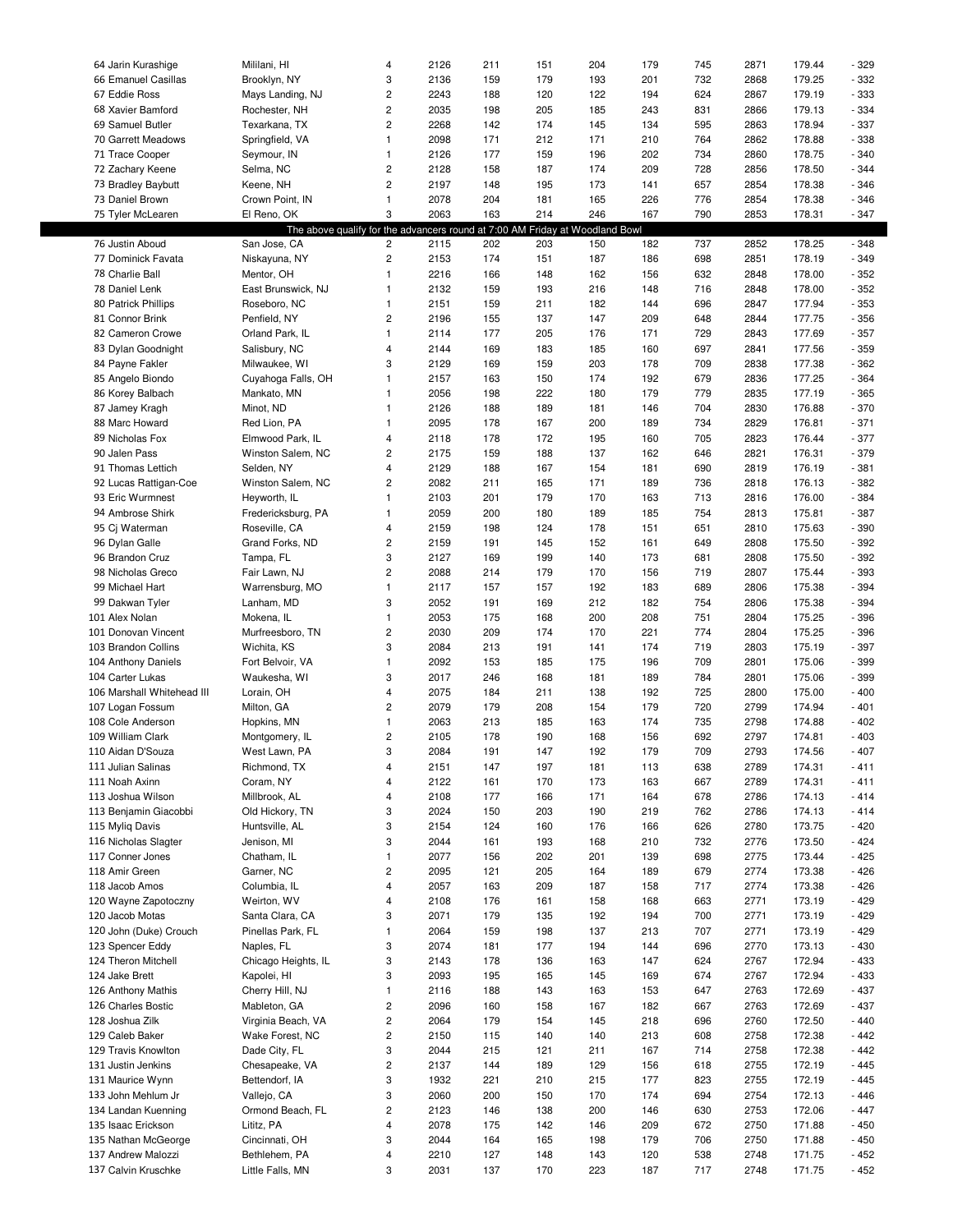| | | | | | | | | | | | |
|---|---|---|---|---|---|---|---|---|---|---|---|
| 64 Jarin Kurashige | Mililani, HI | 4 | 2126 | 211 | 151 | 204 | 179 | 745 | 2871 | 179.44 | - 329 |
| 66 Emanuel Casillas | Brooklyn, NY | 3 | 2136 | 159 | 179 | 193 | 201 | 732 | 2868 | 179.25 | - 332 |
| 67 Eddie Ross | Mays Landing, NJ | 2 | 2243 | 188 | 120 | 122 | 194 | 624 | 2867 | 179.19 | - 333 |
| 68 Xavier Bamford | Rochester, NH | 2 | 2035 | 198 | 205 | 185 | 243 | 831 | 2866 | 179.13 | - 334 |
| 69 Samuel Butler | Texarkana, TX | 2 | 2268 | 142 | 174 | 145 | 134 | 595 | 2863 | 178.94 | - 337 |
| 70 Garrett Meadows | Springfield, VA | 1 | 2098 | 171 | 212 | 171 | 210 | 764 | 2862 | 178.88 | - 338 |
| 71 Trace Cooper | Seymour, IN | 1 | 2126 | 177 | 159 | 196 | 202 | 734 | 2860 | 178.75 | - 340 |
| 72 Zachary Keene | Selma, NC | 2 | 2128 | 158 | 187 | 174 | 209 | 728 | 2856 | 178.50 | - 344 |
| 73 Bradley Baybutt | Keene, NH | 2 | 2197 | 148 | 195 | 173 | 141 | 657 | 2854 | 178.38 | - 346 |
| 73 Daniel Brown | Crown Point, IN | 1 | 2078 | 204 | 181 | 165 | 226 | 776 | 2854 | 178.38 | - 346 |
| 75 Tyler McLearen | El Reno, OK | 3 | 2063 | 163 | 214 | 246 | 167 | 790 | 2853 | 178.31 | - 347 |
| The above qualify for the advancers round at 7:00 AM Friday at Woodland Bowl | | | | | | | | | | | |
| 76 Justin Aboud | San Jose, CA | 2 | 2115 | 202 | 203 | 150 | 182 | 737 | 2852 | 178.25 | - 348 |
| 77 Dominick Favata | Niskayuna, NY | 2 | 2153 | 174 | 151 | 187 | 186 | 698 | 2851 | 178.19 | - 349 |
| 78 Charlie Ball | Mentor, OH | 1 | 2216 | 166 | 148 | 162 | 156 | 632 | 2848 | 178.00 | - 352 |
| 78 Daniel Lenk | East Brunswick, NJ | 1 | 2132 | 159 | 193 | 216 | 148 | 716 | 2848 | 178.00 | - 352 |
| 80 Patrick Phillips | Roseboro, NC | 1 | 2151 | 159 | 211 | 182 | 144 | 696 | 2847 | 177.94 | - 353 |
| 81 Connor Brink | Penfield, NY | 2 | 2196 | 155 | 137 | 147 | 209 | 648 | 2844 | 177.75 | - 356 |
| 82 Cameron Crowe | Orland Park, IL | 1 | 2114 | 177 | 205 | 176 | 171 | 729 | 2843 | 177.69 | - 357 |
| 83 Dylan Goodnight | Salisbury, NC | 4 | 2144 | 169 | 183 | 185 | 160 | 697 | 2841 | 177.56 | - 359 |
| 84 Payne Fakler | Milwaukee, WI | 3 | 2129 | 169 | 159 | 203 | 178 | 709 | 2838 | 177.38 | - 362 |
| 85 Angelo Biondo | Cuyahoga Falls, OH | 1 | 2157 | 163 | 150 | 174 | 192 | 679 | 2836 | 177.25 | - 364 |
| 86 Korey Balbach | Mankato, MN | 1 | 2056 | 198 | 222 | 180 | 179 | 779 | 2835 | 177.19 | - 365 |
| 87 Jamey Kragh | Minot, ND | 1 | 2126 | 188 | 189 | 181 | 146 | 704 | 2830 | 176.88 | - 370 |
| 88 Marc Howard | Red Lion, PA | 1 | 2095 | 178 | 167 | 200 | 189 | 734 | 2829 | 176.81 | - 371 |
| 89 Nicholas Fox | Elmwood Park, IL | 4 | 2118 | 178 | 172 | 195 | 160 | 705 | 2823 | 176.44 | - 377 |
| 90 Jalen Pass | Winston Salem, NC | 2 | 2175 | 159 | 188 | 137 | 162 | 646 | 2821 | 176.31 | - 379 |
| 91 Thomas Lettich | Selden, NY | 4 | 2129 | 188 | 167 | 154 | 181 | 690 | 2819 | 176.19 | - 381 |
| 92 Lucas Rattigan-Coe | Winston Salem, NC | 2 | 2082 | 211 | 165 | 171 | 189 | 736 | 2818 | 176.13 | - 382 |
| 93 Eric Wurmnest | Heyworth, IL | 1 | 2103 | 201 | 179 | 170 | 163 | 713 | 2816 | 176.00 | - 384 |
| 94 Ambrose Shirk | Fredericksburg, PA | 1 | 2059 | 200 | 180 | 189 | 185 | 754 | 2813 | 175.81 | - 387 |
| 95 Cj Waterman | Roseville, CA | 4 | 2159 | 198 | 124 | 178 | 151 | 651 | 2810 | 175.63 | - 390 |
| 96 Dylan Galle | Grand Forks, ND | 2 | 2159 | 191 | 145 | 152 | 161 | 649 | 2808 | 175.50 | - 392 |
| 96 Brandon Cruz | Tampa, FL | 3 | 2127 | 169 | 199 | 140 | 173 | 681 | 2808 | 175.50 | - 392 |
| 98 Nicholas Greco | Fair Lawn, NJ | 2 | 2088 | 214 | 179 | 170 | 156 | 719 | 2807 | 175.44 | - 393 |
| 99 Michael Hart | Warrensburg, MO | 1 | 2117 | 157 | 157 | 192 | 183 | 689 | 2806 | 175.38 | - 394 |
| 99 Dakwan Tyler | Lanham, MD | 3 | 2052 | 191 | 169 | 212 | 182 | 754 | 2806 | 175.38 | - 394 |
| 101 Alex Nolan | Mokena, IL | 1 | 2053 | 175 | 168 | 200 | 208 | 751 | 2804 | 175.25 | - 396 |
| 101 Donovan Vincent | Murfreesboro, TN | 2 | 2030 | 209 | 174 | 170 | 221 | 774 | 2804 | 175.25 | - 396 |
| 103 Brandon Collins | Wichita, KS | 3 | 2084 | 213 | 191 | 141 | 174 | 719 | 2803 | 175.19 | - 397 |
| 104 Anthony Daniels | Fort Belvoir, VA | 1 | 2092 | 153 | 185 | 175 | 196 | 709 | 2801 | 175.06 | - 399 |
| 104 Carter Lukas | Waukesha, WI | 3 | 2017 | 246 | 168 | 181 | 189 | 784 | 2801 | 175.06 | - 399 |
| 106 Marshall Whitehead III | Lorain, OH | 4 | 2075 | 184 | 211 | 138 | 192 | 725 | 2800 | 175.00 | - 400 |
| 107 Logan Fossum | Milton, GA | 2 | 2079 | 179 | 208 | 154 | 179 | 720 | 2799 | 174.94 | - 401 |
| 108 Cole Anderson | Hopkins, MN | 1 | 2063 | 213 | 185 | 163 | 174 | 735 | 2798 | 174.88 | - 402 |
| 109 William Clark | Montgomery, IL | 2 | 2105 | 178 | 190 | 168 | 156 | 692 | 2797 | 174.81 | - 403 |
| 110 Aidan D'Souza | West Lawn, PA | 3 | 2084 | 191 | 147 | 192 | 179 | 709 | 2793 | 174.56 | - 407 |
| 111 Julian Salinas | Richmond, TX | 4 | 2151 | 147 | 197 | 181 | 113 | 638 | 2789 | 174.31 | - 411 |
| 111 Noah Axinn | Coram, NY | 4 | 2122 | 161 | 170 | 173 | 163 | 667 | 2789 | 174.31 | - 411 |
| 113 Joshua Wilson | Millbrook, AL | 4 | 2108 | 177 | 166 | 171 | 164 | 678 | 2786 | 174.13 | - 414 |
| 113 Benjamin Giacobbi | Old Hickory, TN | 3 | 2024 | 150 | 203 | 190 | 219 | 762 | 2786 | 174.13 | - 414 |
| 115 Myliq Davis | Huntsville, AL | 3 | 2154 | 124 | 160 | 176 | 166 | 626 | 2780 | 173.75 | - 420 |
| 116 Nicholas Slagter | Jenison, MI | 3 | 2044 | 161 | 193 | 168 | 210 | 732 | 2776 | 173.50 | - 424 |
| 117 Conner Jones | Chatham, IL | 1 | 2077 | 156 | 202 | 201 | 139 | 698 | 2775 | 173.44 | - 425 |
| 118 Amir Green | Garner, NC | 2 | 2095 | 121 | 205 | 164 | 189 | 679 | 2774 | 173.38 | - 426 |
| 118 Jacob Amos | Columbia, IL | 4 | 2057 | 163 | 209 | 187 | 158 | 717 | 2774 | 173.38 | - 426 |
| 120 Wayne Zapotoczny | Weirton, WV | 4 | 2108 | 176 | 161 | 158 | 168 | 663 | 2771 | 173.19 | - 429 |
| 120 Jacob Motas | Santa Clara, CA | 3 | 2071 | 179 | 135 | 192 | 194 | 700 | 2771 | 173.19 | - 429 |
| 120 John (Duke) Crouch | Pinellas Park, FL | 1 | 2064 | 159 | 198 | 137 | 213 | 707 | 2771 | 173.19 | - 429 |
| 123 Spencer Eddy | Naples, FL | 3 | 2074 | 181 | 177 | 194 | 144 | 696 | 2770 | 173.13 | - 430 |
| 124 Theron Mitchell | Chicago Heights, IL | 3 | 2143 | 178 | 136 | 163 | 147 | 624 | 2767 | 172.94 | - 433 |
| 124 Jake Brett | Kapolei, HI | 3 | 2093 | 195 | 165 | 145 | 169 | 674 | 2767 | 172.94 | - 433 |
| 126 Anthony Mathis | Cherry Hill, NJ | 1 | 2116 | 188 | 143 | 163 | 153 | 647 | 2763 | 172.69 | - 437 |
| 126 Charles Bostic | Mableton, GA | 2 | 2096 | 160 | 158 | 167 | 182 | 667 | 2763 | 172.69 | - 437 |
| 128 Joshua Zilk | Virginia Beach, VA | 2 | 2064 | 179 | 154 | 145 | 218 | 696 | 2760 | 172.50 | - 440 |
| 129 Caleb Baker | Wake Forest, NC | 2 | 2150 | 115 | 140 | 140 | 213 | 608 | 2758 | 172.38 | - 442 |
| 129 Travis Knowlton | Dade City, FL | 3 | 2044 | 215 | 121 | 211 | 167 | 714 | 2758 | 172.38 | - 442 |
| 131 Justin Jenkins | Chesapeake, VA | 2 | 2137 | 144 | 189 | 129 | 156 | 618 | 2755 | 172.19 | - 445 |
| 131 Maurice Wynn | Bettendorf, IA | 3 | 1932 | 221 | 210 | 215 | 177 | 823 | 2755 | 172.19 | - 445 |
| 133 John Mehlum Jr | Vallejo, CA | 3 | 2060 | 200 | 150 | 170 | 174 | 694 | 2754 | 172.13 | - 446 |
| 134 Landan Kuenning | Ormond Beach, FL | 2 | 2123 | 146 | 138 | 200 | 146 | 630 | 2753 | 172.06 | - 447 |
| 135 Isaac Erickson | Lititz, PA | 4 | 2078 | 175 | 142 | 146 | 209 | 672 | 2750 | 171.88 | - 450 |
| 135 Nathan McGeorge | Cincinnati, OH | 3 | 2044 | 164 | 165 | 198 | 179 | 706 | 2750 | 171.88 | - 450 |
| 137 Andrew Malozzi | Bethlehem, PA | 4 | 2210 | 127 | 148 | 143 | 120 | 538 | 2748 | 171.75 | - 452 |
| 137 Calvin Kruschke | Little Falls, MN | 3 | 2031 | 137 | 170 | 223 | 187 | 717 | 2748 | 171.75 | - 452 |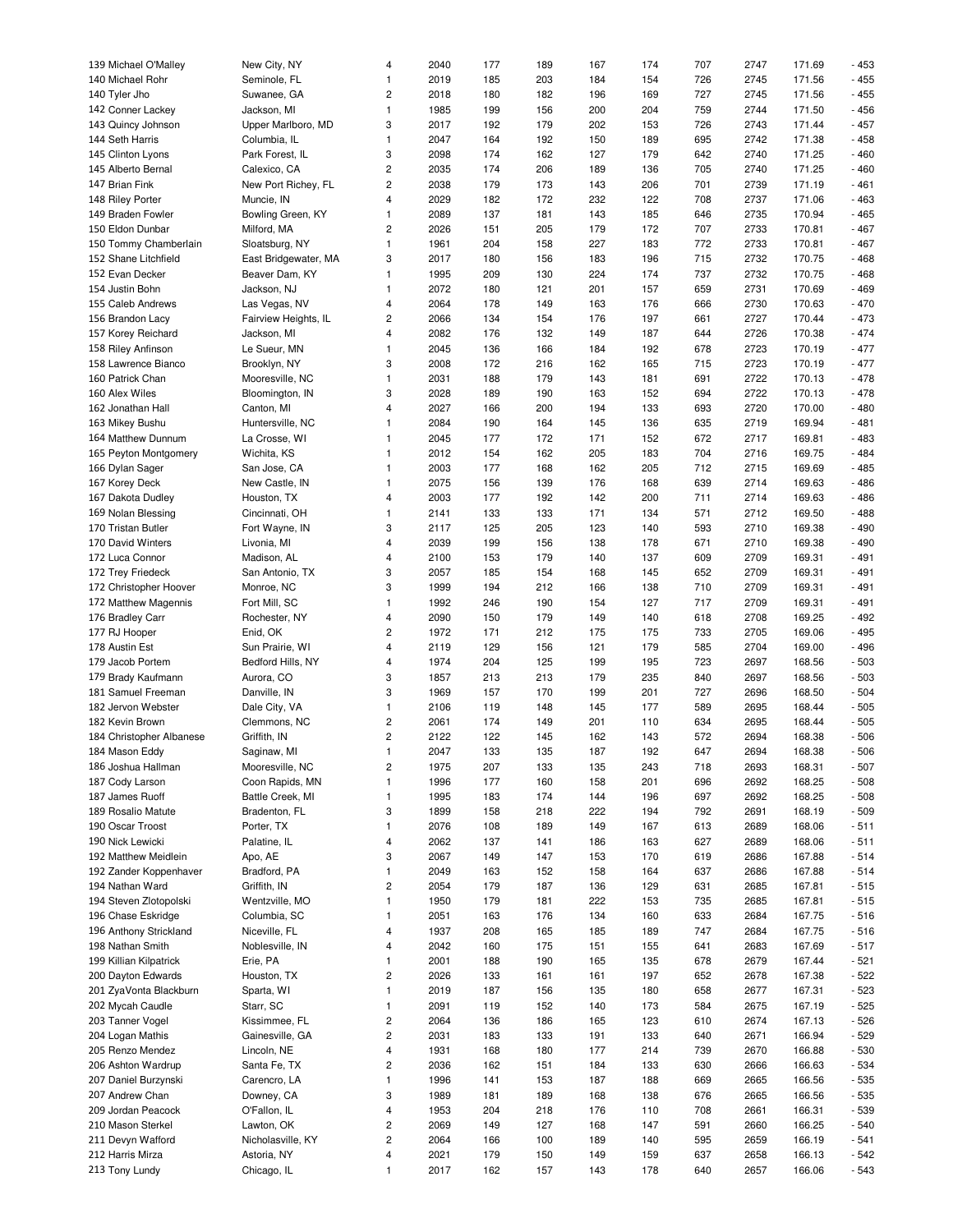| | | | | | | | | | | | |
|---|---|---|---|---|---|---|---|---|---|---|---|
| 139 Michael O'Malley | New City, NY | 4 | 2040 | 177 | 189 | 167 | 174 | 707 | 2747 | 171.69 | - 453 |
| 140 Michael Rohr | Seminole, FL | 1 | 2019 | 185 | 203 | 184 | 154 | 726 | 2745 | 171.56 | - 455 |
| 140 Tyler Jho | Suwanee, GA | 2 | 2018 | 180 | 182 | 196 | 169 | 727 | 2745 | 171.56 | - 455 |
| 142 Conner Lackey | Jackson, MI | 1 | 1985 | 199 | 156 | 200 | 204 | 759 | 2744 | 171.50 | - 456 |
| 143 Quincy Johnson | Upper Marlboro, MD | 3 | 2017 | 192 | 179 | 202 | 153 | 726 | 2743 | 171.44 | - 457 |
| 144 Seth Harris | Columbia, IL | 1 | 2047 | 164 | 192 | 150 | 189 | 695 | 2742 | 171.38 | - 458 |
| 145 Clinton Lyons | Park Forest, IL | 3 | 2098 | 174 | 162 | 127 | 179 | 642 | 2740 | 171.25 | - 460 |
| 145 Alberto Bernal | Calexico, CA | 2 | 2035 | 174 | 206 | 189 | 136 | 705 | 2740 | 171.25 | - 460 |
| 147 Brian Fink | New Port Richey, FL | 2 | 2038 | 179 | 173 | 143 | 206 | 701 | 2739 | 171.19 | - 461 |
| 148 Riley Porter | Muncie, IN | 4 | 2029 | 182 | 172 | 232 | 122 | 708 | 2737 | 171.06 | - 463 |
| 149 Braden Fowler | Bowling Green, KY | 1 | 2089 | 137 | 181 | 143 | 185 | 646 | 2735 | 170.94 | - 465 |
| 150 Eldon Dunbar | Milford, MA | 2 | 2026 | 151 | 205 | 179 | 172 | 707 | 2733 | 170.81 | - 467 |
| 150 Tommy Chamberlain | Sloatsburg, NY | 1 | 1961 | 204 | 158 | 227 | 183 | 772 | 2733 | 170.81 | - 467 |
| 152 Shane Litchfield | East Bridgewater, MA | 3 | 2017 | 180 | 156 | 183 | 196 | 715 | 2732 | 170.75 | - 468 |
| 152 Evan Decker | Beaver Dam, KY | 1 | 1995 | 209 | 130 | 224 | 174 | 737 | 2732 | 170.75 | - 468 |
| 154 Justin Bohn | Jackson, NJ | 1 | 2072 | 180 | 121 | 201 | 157 | 659 | 2731 | 170.69 | - 469 |
| 155 Caleb Andrews | Las Vegas, NV | 4 | 2064 | 178 | 149 | 163 | 176 | 666 | 2730 | 170.63 | - 470 |
| 156 Brandon Lacy | Fairview Heights, IL | 2 | 2066 | 134 | 154 | 176 | 197 | 661 | 2727 | 170.44 | - 473 |
| 157 Korey Reichard | Jackson, MI | 4 | 2082 | 176 | 132 | 149 | 187 | 644 | 2726 | 170.38 | - 474 |
| 158 Riley Anfinson | Le Sueur, MN | 1 | 2045 | 136 | 166 | 184 | 192 | 678 | 2723 | 170.19 | - 477 |
| 158 Lawrence Bianco | Brooklyn, NY | 3 | 2008 | 172 | 216 | 162 | 165 | 715 | 2723 | 170.19 | - 477 |
| 160 Patrick Chan | Mooresville, NC | 1 | 2031 | 188 | 179 | 143 | 181 | 691 | 2722 | 170.13 | - 478 |
| 160 Alex Wiles | Bloomington, IN | 3 | 2028 | 189 | 190 | 163 | 152 | 694 | 2722 | 170.13 | - 478 |
| 162 Jonathan Hall | Canton, MI | 4 | 2027 | 166 | 200 | 194 | 133 | 693 | 2720 | 170.00 | - 480 |
| 163 Mikey Bushu | Huntersville, NC | 1 | 2084 | 190 | 164 | 145 | 136 | 635 | 2719 | 169.94 | - 481 |
| 164 Matthew Dunnum | La Crosse, WI | 1 | 2045 | 177 | 172 | 171 | 152 | 672 | 2717 | 169.81 | - 483 |
| 165 Peyton Montgomery | Wichita, KS | 1 | 2012 | 154 | 162 | 205 | 183 | 704 | 2716 | 169.75 | - 484 |
| 166 Dylan Sager | San Jose, CA | 1 | 2003 | 177 | 168 | 162 | 205 | 712 | 2715 | 169.69 | - 485 |
| 167 Korey Deck | New Castle, IN | 1 | 2075 | 156 | 139 | 176 | 168 | 639 | 2714 | 169.63 | - 486 |
| 167 Dakota Dudley | Houston, TX | 4 | 2003 | 177 | 192 | 142 | 200 | 711 | 2714 | 169.63 | - 486 |
| 169 Nolan Blessing | Cincinnati, OH | 1 | 2141 | 133 | 133 | 171 | 134 | 571 | 2712 | 169.50 | - 488 |
| 170 Tristan Butler | Fort Wayne, IN | 3 | 2117 | 125 | 205 | 123 | 140 | 593 | 2710 | 169.38 | - 490 |
| 170 David Winters | Livonia, MI | 4 | 2039 | 199 | 156 | 138 | 178 | 671 | 2710 | 169.38 | - 490 |
| 172 Luca Connor | Madison, AL | 4 | 2100 | 153 | 179 | 140 | 137 | 609 | 2709 | 169.31 | - 491 |
| 172 Trey Friedeck | San Antonio, TX | 3 | 2057 | 185 | 154 | 168 | 145 | 652 | 2709 | 169.31 | - 491 |
| 172 Christopher Hoover | Monroe, NC | 3 | 1999 | 194 | 212 | 166 | 138 | 710 | 2709 | 169.31 | - 491 |
| 172 Matthew Magennis | Fort Mill, SC | 1 | 1992 | 246 | 190 | 154 | 127 | 717 | 2709 | 169.31 | - 491 |
| 176 Bradley Carr | Rochester, NY | 4 | 2090 | 150 | 179 | 149 | 140 | 618 | 2708 | 169.25 | - 492 |
| 177 RJ Hooper | Enid, OK | 2 | 1972 | 171 | 212 | 175 | 175 | 733 | 2705 | 169.06 | - 495 |
| 178 Austin Est | Sun Prairie, WI | 4 | 2119 | 129 | 156 | 121 | 179 | 585 | 2704 | 169.00 | - 496 |
| 179 Jacob Portem | Bedford Hills, NY | 4 | 1974 | 204 | 125 | 199 | 195 | 723 | 2697 | 168.56 | - 503 |
| 179 Brady Kaufmann | Aurora, CO | 3 | 1857 | 213 | 213 | 179 | 235 | 840 | 2697 | 168.56 | - 503 |
| 181 Samuel Freeman | Danville, IN | 3 | 1969 | 157 | 170 | 199 | 201 | 727 | 2696 | 168.50 | - 504 |
| 182 Jervon Webster | Dale City, VA | 1 | 2106 | 119 | 148 | 145 | 177 | 589 | 2695 | 168.44 | - 505 |
| 182 Kevin Brown | Clemmons, NC | 2 | 2061 | 174 | 149 | 201 | 110 | 634 | 2695 | 168.44 | - 505 |
| 184 Christopher Albanese | Griffith, IN | 2 | 2122 | 122 | 145 | 162 | 143 | 572 | 2694 | 168.38 | - 506 |
| 184 Mason Eddy | Saginaw, MI | 1 | 2047 | 133 | 135 | 187 | 192 | 647 | 2694 | 168.38 | - 506 |
| 186 Joshua Hallman | Mooresville, NC | 2 | 1975 | 207 | 133 | 135 | 243 | 718 | 2693 | 168.31 | - 507 |
| 187 Cody Larson | Coon Rapids, MN | 1 | 1996 | 177 | 160 | 158 | 201 | 696 | 2692 | 168.25 | - 508 |
| 187 James Ruoff | Battle Creek, MI | 1 | 1995 | 183 | 174 | 144 | 196 | 697 | 2692 | 168.25 | - 508 |
| 189 Rosalio Matute | Bradenton, FL | 3 | 1899 | 158 | 218 | 222 | 194 | 792 | 2691 | 168.19 | - 509 |
| 190 Oscar Troost | Porter, TX | 1 | 2076 | 108 | 189 | 149 | 167 | 613 | 2689 | 168.06 | - 511 |
| 190 Nick Lewicki | Palatine, IL | 4 | 2062 | 137 | 141 | 186 | 163 | 627 | 2689 | 168.06 | - 511 |
| 192 Matthew Meidlein | Apo, AE | 3 | 2067 | 149 | 147 | 153 | 170 | 619 | 2686 | 167.88 | - 514 |
| 192 Zander Koppenhaver | Bradford, PA | 1 | 2049 | 163 | 152 | 158 | 164 | 637 | 2686 | 167.88 | - 514 |
| 194 Nathan Ward | Griffith, IN | 2 | 2054 | 179 | 187 | 136 | 129 | 631 | 2685 | 167.81 | - 515 |
| 194 Steven Zlotopolski | Wentzville, MO | 1 | 1950 | 179 | 181 | 222 | 153 | 735 | 2685 | 167.81 | - 515 |
| 196 Chase Eskridge | Columbia, SC | 1 | 2051 | 163 | 176 | 134 | 160 | 633 | 2684 | 167.75 | - 516 |
| 196 Anthony Strickland | Niceville, FL | 4 | 1937 | 208 | 165 | 185 | 189 | 747 | 2684 | 167.75 | - 516 |
| 198 Nathan Smith | Noblesville, IN | 4 | 2042 | 160 | 175 | 151 | 155 | 641 | 2683 | 167.69 | - 517 |
| 199 Killian Kilpatrick | Erie, PA | 1 | 2001 | 188 | 190 | 165 | 135 | 678 | 2679 | 167.44 | - 521 |
| 200 Dayton Edwards | Houston, TX | 2 | 2026 | 133 | 161 | 161 | 197 | 652 | 2678 | 167.38 | - 522 |
| 201 ZyaVonta Blackburn | Sparta, WI | 1 | 2019 | 187 | 156 | 135 | 180 | 658 | 2677 | 167.31 | - 523 |
| 202 Mycah Caudle | Starr, SC | 1 | 2091 | 119 | 152 | 140 | 173 | 584 | 2675 | 167.19 | - 525 |
| 203 Tanner Vogel | Kissimmee, FL | 2 | 2064 | 136 | 186 | 165 | 123 | 610 | 2674 | 167.13 | - 526 |
| 204 Logan Mathis | Gainesville, GA | 2 | 2031 | 183 | 133 | 191 | 133 | 640 | 2671 | 166.94 | - 529 |
| 205 Renzo Mendez | Lincoln, NE | 4 | 1931 | 168 | 180 | 177 | 214 | 739 | 2670 | 166.88 | - 530 |
| 206 Ashton Wardrup | Santa Fe, TX | 2 | 2036 | 162 | 151 | 184 | 133 | 630 | 2666 | 166.63 | - 534 |
| 207 Daniel Burzynski | Carencro, LA | 1 | 1996 | 141 | 153 | 187 | 188 | 669 | 2665 | 166.56 | - 535 |
| 207 Andrew Chan | Downey, CA | 3 | 1989 | 181 | 189 | 168 | 138 | 676 | 2665 | 166.56 | - 535 |
| 209 Jordan Peacock | O'Fallon, IL | 4 | 1953 | 204 | 218 | 176 | 110 | 708 | 2661 | 166.31 | - 539 |
| 210 Mason Sterkel | Lawton, OK | 2 | 2069 | 149 | 127 | 168 | 147 | 591 | 2660 | 166.25 | - 540 |
| 211 Devyn Wafford | Nicholasville, KY | 2 | 2064 | 166 | 100 | 189 | 140 | 595 | 2659 | 166.19 | - 541 |
| 212 Harris Mirza | Astoria, NY | 4 | 2021 | 179 | 150 | 149 | 159 | 637 | 2658 | 166.13 | - 542 |
| 213 Tony Lundy | Chicago, IL | 1 | 2017 | 162 | 157 | 143 | 178 | 640 | 2657 | 166.06 | - 543 |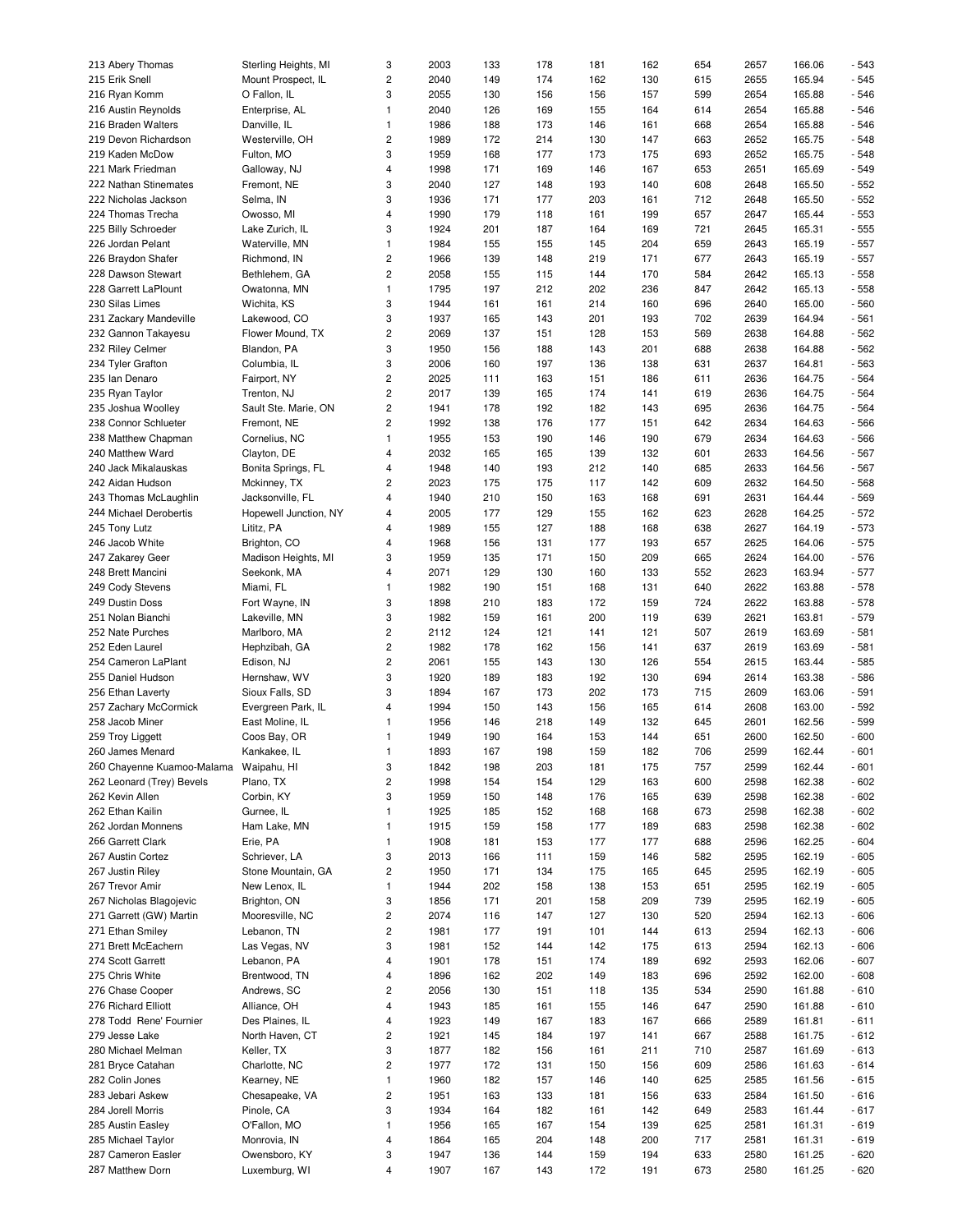| | | | | | | | | | | | |
|---|---|---|---|---|---|---|---|---|---|---|---|
| 213 Abery Thomas | Sterling Heights, MI | 3 | 2003 | 133 | 178 | 181 | 162 | 654 | 2657 | 166.06 | - 543 |
| 215 Erik Snell | Mount Prospect, IL | 2 | 2040 | 149 | 174 | 162 | 130 | 615 | 2655 | 165.94 | - 545 |
| 216 Ryan Komm | O Fallon, IL | 3 | 2055 | 130 | 156 | 156 | 157 | 599 | 2654 | 165.88 | - 546 |
| 216 Austin Reynolds | Enterprise, AL | 1 | 2040 | 126 | 169 | 155 | 164 | 614 | 2654 | 165.88 | - 546 |
| 216 Braden Walters | Danville, IL | 1 | 1986 | 188 | 173 | 146 | 161 | 668 | 2654 | 165.88 | - 546 |
| 219 Devon Richardson | Westerville, OH | 2 | 1989 | 172 | 214 | 130 | 147 | 663 | 2652 | 165.75 | - 548 |
| 219 Kaden McDow | Fulton, MO | 3 | 1959 | 168 | 177 | 173 | 175 | 693 | 2652 | 165.75 | - 548 |
| 221 Mark Friedman | Galloway, NJ | 4 | 1998 | 171 | 169 | 146 | 167 | 653 | 2651 | 165.69 | - 549 |
| 222 Nathan Stinemates | Fremont, NE | 3 | 2040 | 127 | 148 | 193 | 140 | 608 | 2648 | 165.50 | - 552 |
| 222 Nicholas Jackson | Selma, IN | 3 | 1936 | 171 | 177 | 203 | 161 | 712 | 2648 | 165.50 | - 552 |
| 224 Thomas Trecha | Owosso, MI | 4 | 1990 | 179 | 118 | 161 | 199 | 657 | 2647 | 165.44 | - 553 |
| 225 Billy Schroeder | Lake Zurich, IL | 3 | 1924 | 201 | 187 | 164 | 169 | 721 | 2645 | 165.31 | - 555 |
| 226 Jordan Pelant | Waterville, MN | 1 | 1984 | 155 | 155 | 145 | 204 | 659 | 2643 | 165.19 | - 557 |
| 226 Braydon Shafer | Richmond, IN | 2 | 1966 | 139 | 148 | 219 | 171 | 677 | 2643 | 165.19 | - 557 |
| 228 Dawson Stewart | Bethlehem, GA | 2 | 2058 | 155 | 115 | 144 | 170 | 584 | 2642 | 165.13 | - 558 |
| 228 Garrett LaPlount | Owatonna, MN | 1 | 1795 | 197 | 212 | 202 | 236 | 847 | 2642 | 165.13 | - 558 |
| 230 Silas Limes | Wichita, KS | 3 | 1944 | 161 | 161 | 214 | 160 | 696 | 2640 | 165.00 | - 560 |
| 231 Zackary Mandeville | Lakewood, CO | 3 | 1937 | 165 | 143 | 201 | 193 | 702 | 2639 | 164.94 | - 561 |
| 232 Gannon Takayesu | Flower Mound, TX | 2 | 2069 | 137 | 151 | 128 | 153 | 569 | 2638 | 164.88 | - 562 |
| 232 Riley Celmer | Blandon, PA | 3 | 1950 | 156 | 188 | 143 | 201 | 688 | 2638 | 164.88 | - 562 |
| 234 Tyler Grafton | Columbia, IL | 3 | 2006 | 160 | 197 | 136 | 138 | 631 | 2637 | 164.81 | - 563 |
| 235 Ian Denaro | Fairport, NY | 2 | 2025 | 111 | 163 | 151 | 186 | 611 | 2636 | 164.75 | - 564 |
| 235 Ryan Taylor | Trenton, NJ | 2 | 2017 | 139 | 165 | 174 | 141 | 619 | 2636 | 164.75 | - 564 |
| 235 Joshua Woolley | Sault Ste. Marie, ON | 2 | 1941 | 178 | 192 | 182 | 143 | 695 | 2636 | 164.75 | - 564 |
| 238 Connor Schlueter | Fremont, NE | 2 | 1992 | 138 | 176 | 177 | 151 | 642 | 2634 | 164.63 | - 566 |
| 238 Matthew Chapman | Cornelius, NC | 1 | 1955 | 153 | 190 | 146 | 190 | 679 | 2634 | 164.63 | - 566 |
| 240 Matthew Ward | Clayton, DE | 4 | 2032 | 165 | 165 | 139 | 132 | 601 | 2633 | 164.56 | - 567 |
| 240 Jack Mikalauskas | Bonita Springs, FL | 4 | 1948 | 140 | 193 | 212 | 140 | 685 | 2633 | 164.56 | - 567 |
| 242 Aidan Hudson | Mckinney, TX | 2 | 2023 | 175 | 175 | 117 | 142 | 609 | 2632 | 164.50 | - 568 |
| 243 Thomas McLaughlin | Jacksonville, FL | 4 | 1940 | 210 | 150 | 163 | 168 | 691 | 2631 | 164.44 | - 569 |
| 244 Michael Derobertis | Hopewell Junction, NY | 4 | 2005 | 177 | 129 | 155 | 162 | 623 | 2628 | 164.25 | - 572 |
| 245 Tony Lutz | Lititz, PA | 4 | 1989 | 155 | 127 | 188 | 168 | 638 | 2627 | 164.19 | - 573 |
| 246 Jacob White | Brighton, CO | 4 | 1968 | 156 | 131 | 177 | 193 | 657 | 2625 | 164.06 | - 575 |
| 247 Zakarey Geer | Madison Heights, MI | 3 | 1959 | 135 | 171 | 150 | 209 | 665 | 2624 | 164.00 | - 576 |
| 248 Brett Mancini | Seekonk, MA | 4 | 2071 | 129 | 130 | 160 | 133 | 552 | 2623 | 163.94 | - 577 |
| 249 Cody Stevens | Miami, FL | 1 | 1982 | 190 | 151 | 168 | 131 | 640 | 2622 | 163.88 | - 578 |
| 249 Dustin Doss | Fort Wayne, IN | 3 | 1898 | 210 | 183 | 172 | 159 | 724 | 2622 | 163.88 | - 578 |
| 251 Nolan Bianchi | Lakeville, MN | 3 | 1982 | 159 | 161 | 200 | 119 | 639 | 2621 | 163.81 | - 579 |
| 252 Nate Purches | Marlboro, MA | 2 | 2112 | 124 | 121 | 141 | 121 | 507 | 2619 | 163.69 | - 581 |
| 252 Eden Laurel | Hephzibah, GA | 2 | 1982 | 178 | 162 | 156 | 141 | 637 | 2619 | 163.69 | - 581 |
| 254 Cameron LaPlant | Edison, NJ | 2 | 2061 | 155 | 143 | 130 | 126 | 554 | 2615 | 163.44 | - 585 |
| 255 Daniel Hudson | Hernshaw, WV | 3 | 1920 | 189 | 183 | 192 | 130 | 694 | 2614 | 163.38 | - 586 |
| 256 Ethan Laverty | Sioux Falls, SD | 3 | 1894 | 167 | 173 | 202 | 173 | 715 | 2609 | 163.06 | - 591 |
| 257 Zachary McCormick | Evergreen Park, IL | 4 | 1994 | 150 | 143 | 156 | 165 | 614 | 2608 | 163.00 | - 592 |
| 258 Jacob Miner | East Moline, IL | 1 | 1956 | 146 | 218 | 149 | 132 | 645 | 2601 | 162.56 | - 599 |
| 259 Troy Liggett | Coos Bay, OR | 1 | 1949 | 190 | 164 | 153 | 144 | 651 | 2600 | 162.50 | - 600 |
| 260 James Menard | Kankakee, IL | 1 | 1893 | 167 | 198 | 159 | 182 | 706 | 2599 | 162.44 | - 601 |
| 260 Chayenne Kuamoo-Malama | Waipahu, HI | 3 | 1842 | 198 | 203 | 181 | 175 | 757 | 2599 | 162.44 | - 601 |
| 262 Leonard (Trey) Bevels | Plano, TX | 2 | 1998 | 154 | 154 | 129 | 163 | 600 | 2598 | 162.38 | - 602 |
| 262 Kevin Allen | Corbin, KY | 3 | 1959 | 150 | 148 | 176 | 165 | 639 | 2598 | 162.38 | - 602 |
| 262 Ethan Kailin | Gurnee, IL | 1 | 1925 | 185 | 152 | 168 | 168 | 673 | 2598 | 162.38 | - 602 |
| 262 Jordan Monnens | Ham Lake, MN | 1 | 1915 | 159 | 158 | 177 | 189 | 683 | 2598 | 162.38 | - 602 |
| 266 Garrett Clark | Erie, PA | 1 | 1908 | 181 | 153 | 177 | 177 | 688 | 2596 | 162.25 | - 604 |
| 267 Austin Cortez | Schriever, LA | 3 | 2013 | 166 | 111 | 159 | 146 | 582 | 2595 | 162.19 | - 605 |
| 267 Justin Riley | Stone Mountain, GA | 2 | 1950 | 171 | 134 | 175 | 165 | 645 | 2595 | 162.19 | - 605 |
| 267 Trevor Amir | New Lenox, IL | 1 | 1944 | 202 | 158 | 138 | 153 | 651 | 2595 | 162.19 | - 605 |
| 267 Nicholas Blagojevic | Brighton, ON | 3 | 1856 | 171 | 201 | 158 | 209 | 739 | 2595 | 162.19 | - 605 |
| 271 Garrett (GW) Martin | Mooresville, NC | 2 | 2074 | 116 | 147 | 127 | 130 | 520 | 2594 | 162.13 | - 606 |
| 271 Ethan Smiley | Lebanon, TN | 2 | 1981 | 177 | 191 | 101 | 144 | 613 | 2594 | 162.13 | - 606 |
| 271 Brett McEachern | Las Vegas, NV | 3 | 1981 | 152 | 144 | 142 | 175 | 613 | 2594 | 162.13 | - 606 |
| 274 Scott Garrett | Lebanon, PA | 4 | 1901 | 178 | 151 | 174 | 189 | 692 | 2593 | 162.06 | - 607 |
| 275 Chris White | Brentwood, TN | 4 | 1896 | 162 | 202 | 149 | 183 | 696 | 2592 | 162.00 | - 608 |
| 276 Chase Cooper | Andrews, SC | 2 | 2056 | 130 | 151 | 118 | 135 | 534 | 2590 | 161.88 | - 610 |
| 276 Richard Elliott | Alliance, OH | 4 | 1943 | 185 | 161 | 155 | 146 | 647 | 2590 | 161.88 | - 610 |
| 278 Todd Rene' Fournier | Des Plaines, IL | 4 | 1923 | 149 | 167 | 183 | 167 | 666 | 2589 | 161.81 | - 611 |
| 279 Jesse Lake | North Haven, CT | 2 | 1921 | 145 | 184 | 197 | 141 | 667 | 2588 | 161.75 | - 612 |
| 280 Michael Melman | Keller, TX | 3 | 1877 | 182 | 156 | 161 | 211 | 710 | 2587 | 161.69 | - 613 |
| 281 Bryce Catahan | Charlotte, NC | 2 | 1977 | 172 | 131 | 150 | 156 | 609 | 2586 | 161.63 | - 614 |
| 282 Colin Jones | Kearney, NE | 1 | 1960 | 182 | 157 | 146 | 140 | 625 | 2585 | 161.56 | - 615 |
| 283 Jebari Askew | Chesapeake, VA | 2 | 1951 | 163 | 133 | 181 | 156 | 633 | 2584 | 161.50 | - 616 |
| 284 Jorell Morris | Pinole, CA | 3 | 1934 | 164 | 182 | 161 | 142 | 649 | 2583 | 161.44 | - 617 |
| 285 Austin Easley | O'Fallon, MO | 1 | 1956 | 165 | 167 | 154 | 139 | 625 | 2581 | 161.31 | - 619 |
| 285 Michael Taylor | Monrovia, IN | 4 | 1864 | 165 | 204 | 148 | 200 | 717 | 2581 | 161.31 | - 619 |
| 287 Cameron Easler | Owensboro, KY | 3 | 1947 | 136 | 144 | 159 | 194 | 633 | 2580 | 161.25 | - 620 |
| 287 Matthew Dorn | Luxemburg, WI | 4 | 1907 | 167 | 143 | 172 | 191 | 673 | 2580 | 161.25 | - 620 |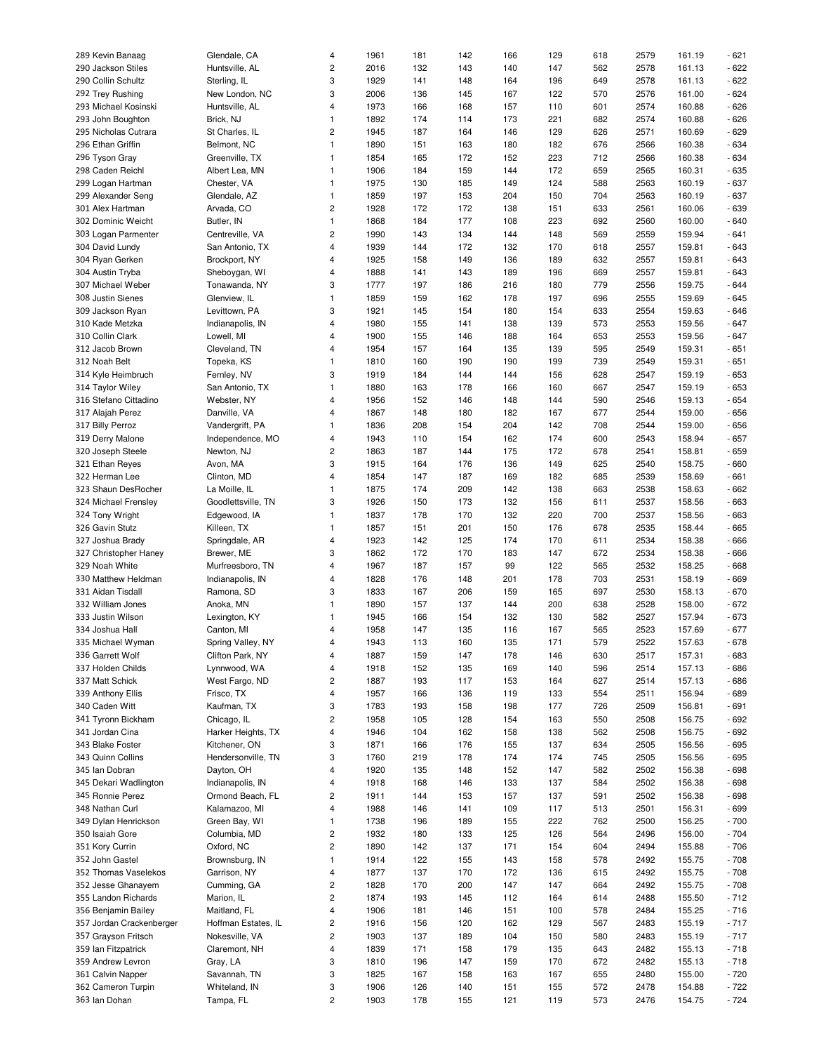| 289 Kevin Banaag | Glendale, CA | 4 | 1961 | 181 | 142 | 166 | 129 | 618 | 2579 | 161.19 | - 621 |
|---|---|---|---|---|---|---|---|---|---|---|---|
| 290 Jackson Stiles | Huntsville, AL | 2 | 2016 | 132 | 143 | 140 | 147 | 562 | 2578 | 161.13 | - 622 |
| 290 Collin Schultz | Sterling, IL | 3 | 1929 | 141 | 148 | 164 | 196 | 649 | 2578 | 161.13 | - 622 |
| 292 Trey Rushing | New London, NC | 3 | 2006 | 136 | 145 | 167 | 122 | 570 | 2576 | 161.00 | - 624 |
| 293 Michael Kosinski | Huntsville, AL | 4 | 1973 | 166 | 168 | 157 | 110 | 601 | 2574 | 160.88 | - 626 |
| 293 John Boughton | Brick, NJ | 1 | 1892 | 174 | 114 | 173 | 221 | 682 | 2574 | 160.88 | - 626 |
| 295 Nicholas Cutrara | St Charles, IL | 2 | 1945 | 187 | 164 | 146 | 129 | 626 | 2571 | 160.69 | - 629 |
| 296 Ethan Griffin | Belmont, NC | 1 | 1890 | 151 | 163 | 180 | 182 | 676 | 2566 | 160.38 | - 634 |
| 296 Tyson Gray | Greenville, TX | 1 | 1854 | 165 | 172 | 152 | 223 | 712 | 2566 | 160.38 | - 634 |
| 298 Caden Reichl | Albert Lea, MN | 1 | 1906 | 184 | 159 | 144 | 172 | 659 | 2565 | 160.31 | - 635 |
| 299 Logan Hartman | Chester, VA | 1 | 1975 | 130 | 185 | 149 | 124 | 588 | 2563 | 160.19 | - 637 |
| 299 Alexander Seng | Glendale, AZ | 1 | 1859 | 197 | 153 | 204 | 150 | 704 | 2563 | 160.19 | - 637 |
| 301 Alex Hartman | Arvada, CO | 2 | 1928 | 172 | 172 | 138 | 151 | 633 | 2561 | 160.06 | - 639 |
| 302 Dominic Weicht | Butler, IN | 1 | 1868 | 184 | 177 | 108 | 223 | 692 | 2560 | 160.00 | - 640 |
| 303 Logan Parmenter | Centreville, VA | 2 | 1990 | 143 | 134 | 144 | 148 | 569 | 2559 | 159.94 | - 641 |
| 304 David Lundy | San Antonio, TX | 4 | 1939 | 144 | 172 | 132 | 170 | 618 | 2557 | 159.81 | - 643 |
| 304 Ryan Gerken | Brockport, NY | 4 | 1925 | 158 | 149 | 136 | 189 | 632 | 2557 | 159.81 | - 643 |
| 304 Austin Tryba | Sheboygan, WI | 4 | 1888 | 141 | 143 | 189 | 196 | 669 | 2557 | 159.81 | - 643 |
| 307 Michael Weber | Tonawanda, NY | 3 | 1777 | 197 | 186 | 216 | 180 | 779 | 2556 | 159.75 | - 644 |
| 308 Justin Sienes | Glenview, IL | 1 | 1859 | 159 | 162 | 178 | 197 | 696 | 2555 | 159.69 | - 645 |
| 309 Jackson Ryan | Levittown, PA | 3 | 1921 | 145 | 154 | 180 | 154 | 633 | 2554 | 159.63 | - 646 |
| 310 Kade Metzka | Indianapolis, IN | 4 | 1980 | 155 | 141 | 138 | 139 | 573 | 2553 | 159.56 | - 647 |
| 310 Collin Clark | Lowell, MI | 4 | 1900 | 155 | 146 | 188 | 164 | 653 | 2553 | 159.56 | - 647 |
| 312 Jacob Brown | Cleveland, TN | 4 | 1954 | 157 | 164 | 135 | 139 | 595 | 2549 | 159.31 | - 651 |
| 312 Noah Belt | Topeka, KS | 1 | 1810 | 160 | 190 | 190 | 199 | 739 | 2549 | 159.31 | - 651 |
| 314 Kyle Heimbruch | Fernley, NV | 3 | 1919 | 184 | 144 | 144 | 156 | 628 | 2547 | 159.19 | - 653 |
| 314 Taylor Wiley | San Antonio, TX | 1 | 1880 | 163 | 178 | 166 | 160 | 667 | 2547 | 159.19 | - 653 |
| 316 Stefano Cittadino | Webster, NY | 4 | 1956 | 152 | 146 | 148 | 144 | 590 | 2546 | 159.13 | - 654 |
| 317 Alajah Perez | Danville, VA | 4 | 1867 | 148 | 180 | 182 | 167 | 677 | 2544 | 159.00 | - 656 |
| 317 Billy Perroz | Vandergrift, PA | 1 | 1836 | 208 | 154 | 204 | 142 | 708 | 2544 | 159.00 | - 656 |
| 319 Derry Malone | Independence, MO | 4 | 1943 | 110 | 154 | 162 | 174 | 600 | 2543 | 158.94 | - 657 |
| 320 Joseph Steele | Newton, NJ | 2 | 1863 | 187 | 144 | 175 | 172 | 678 | 2541 | 158.81 | - 659 |
| 321 Ethan Reyes | Avon, MA | 3 | 1915 | 164 | 176 | 136 | 149 | 625 | 2540 | 158.75 | - 660 |
| 322 Herman Lee | Clinton, MD | 4 | 1854 | 147 | 187 | 169 | 182 | 685 | 2539 | 158.69 | - 661 |
| 323 Shaun DesRocher | La Moille, IL | 1 | 1875 | 174 | 209 | 142 | 138 | 663 | 2538 | 158.63 | - 662 |
| 324 Michael Frensley | Goodlettsville, TN | 3 | 1926 | 150 | 173 | 132 | 156 | 611 | 2537 | 158.56 | - 663 |
| 324 Tony Wright | Edgewood, IA | 1 | 1837 | 178 | 170 | 132 | 220 | 700 | 2537 | 158.56 | - 663 |
| 326 Gavin Stutz | Killeen, TX | 1 | 1857 | 151 | 201 | 150 | 176 | 678 | 2535 | 158.44 | - 665 |
| 327 Joshua Brady | Springdale, AR | 4 | 1923 | 142 | 125 | 174 | 170 | 611 | 2534 | 158.38 | - 666 |
| 327 Christopher Haney | Brewer, ME | 3 | 1862 | 172 | 170 | 183 | 147 | 672 | 2534 | 158.38 | - 666 |
| 329 Noah White | Murfreesboro, TN | 4 | 1967 | 187 | 157 | 99 | 122 | 565 | 2532 | 158.25 | - 668 |
| 330 Matthew Heldman | Indianapolis, IN | 4 | 1828 | 176 | 148 | 201 | 178 | 703 | 2531 | 158.19 | - 669 |
| 331 Aidan Tisdall | Ramona, SD | 3 | 1833 | 167 | 206 | 159 | 165 | 697 | 2530 | 158.13 | - 670 |
| 332 William Jones | Anoka, MN | 1 | 1890 | 157 | 137 | 144 | 200 | 638 | 2528 | 158.00 | - 672 |
| 333 Justin Wilson | Lexington, KY | 1 | 1945 | 166 | 154 | 132 | 130 | 582 | 2527 | 157.94 | - 673 |
| 334 Joshua Hall | Canton, MI | 4 | 1958 | 147 | 135 | 116 | 167 | 565 | 2523 | 157.69 | - 677 |
| 335 Michael Wyman | Spring Valley, NY | 4 | 1943 | 113 | 160 | 135 | 171 | 579 | 2522 | 157.63 | - 678 |
| 336 Garrett Wolf | Clifton Park, NY | 4 | 1887 | 159 | 147 | 178 | 146 | 630 | 2517 | 157.31 | - 683 |
| 337 Holden Childs | Lynnwood, WA | 4 | 1918 | 152 | 135 | 169 | 140 | 596 | 2514 | 157.13 | - 686 |
| 337 Matt Schick | West Fargo, ND | 2 | 1887 | 193 | 117 | 153 | 164 | 627 | 2514 | 157.13 | - 686 |
| 339 Anthony Ellis | Frisco, TX | 4 | 1957 | 166 | 136 | 119 | 133 | 554 | 2511 | 156.94 | - 689 |
| 340 Caden Witt | Kaufman, TX | 3 | 1783 | 193 | 158 | 198 | 177 | 726 | 2509 | 156.81 | - 691 |
| 341 Tyronn Bickham | Chicago, IL | 2 | 1958 | 105 | 128 | 154 | 163 | 550 | 2508 | 156.75 | - 692 |
| 341 Jordan Cina | Harker Heights, TX | 4 | 1946 | 104 | 162 | 158 | 138 | 562 | 2508 | 156.75 | - 692 |
| 343 Blake Foster | Kitchener, ON | 3 | 1871 | 166 | 176 | 155 | 137 | 634 | 2505 | 156.56 | - 695 |
| 343 Quinn Collins | Hendersonville, TN | 3 | 1760 | 219 | 178 | 174 | 174 | 745 | 2505 | 156.56 | - 695 |
| 345 Ian Dobran | Dayton, OH | 4 | 1920 | 135 | 148 | 152 | 147 | 582 | 2502 | 156.38 | - 698 |
| 345 Dekari Wadlington | Indianapolis, IN | 4 | 1918 | 168 | 146 | 133 | 137 | 584 | 2502 | 156.38 | - 698 |
| 345 Ronnie Perez | Ormond Beach, FL | 2 | 1911 | 144 | 153 | 157 | 137 | 591 | 2502 | 156.38 | - 698 |
| 348 Nathan Curl | Kalamazoo, MI | 4 | 1988 | 146 | 141 | 109 | 117 | 513 | 2501 | 156.31 | - 699 |
| 349 Dylan Henrickson | Green Bay, WI | 1 | 1738 | 196 | 189 | 155 | 222 | 762 | 2500 | 156.25 | - 700 |
| 350 Isaiah Gore | Columbia, MD | 2 | 1932 | 180 | 133 | 125 | 126 | 564 | 2496 | 156.00 | - 704 |
| 351 Kory Currin | Oxford, NC | 2 | 1890 | 142 | 137 | 171 | 154 | 604 | 2494 | 155.88 | - 706 |
| 352 John Gastel | Brownsburg, IN | 1 | 1914 | 122 | 155 | 143 | 158 | 578 | 2492 | 155.75 | - 708 |
| 352 Thomas Vaselekos | Garrison, NY | 4 | 1877 | 137 | 170 | 172 | 136 | 615 | 2492 | 155.75 | - 708 |
| 352 Jesse Ghanayem | Cumming, GA | 2 | 1828 | 170 | 200 | 147 | 147 | 664 | 2492 | 155.75 | - 708 |
| 355 Landon Richards | Marion, IL | 2 | 1874 | 193 | 145 | 112 | 164 | 614 | 2488 | 155.50 | - 712 |
| 356 Benjamin Bailey | Maitland, FL | 4 | 1906 | 181 | 146 | 151 | 100 | 578 | 2484 | 155.25 | - 716 |
| 357 Jordan Crackenberger | Hoffman Estates, IL | 2 | 1916 | 156 | 120 | 162 | 129 | 567 | 2483 | 155.19 | - 717 |
| 357 Grayson Fritsch | Nokesville, VA | 2 | 1903 | 137 | 189 | 104 | 150 | 580 | 2483 | 155.19 | - 717 |
| 359 Ian Fitzpatrick | Claremont, NH | 4 | 1839 | 171 | 158 | 179 | 135 | 643 | 2482 | 155.13 | - 718 |
| 359 Andrew Levron | Gray, LA | 3 | 1810 | 196 | 147 | 159 | 170 | 672 | 2482 | 155.13 | - 718 |
| 361 Calvin Napper | Savannah, TN | 3 | 1825 | 167 | 158 | 163 | 167 | 655 | 2480 | 155.00 | - 720 |
| 362 Cameron Turpin | Whiteland, IN | 3 | 1906 | 126 | 140 | 151 | 155 | 572 | 2478 | 154.88 | - 722 |
| 363 Ian Dohan | Tampa, FL | 2 | 1903 | 178 | 155 | 121 | 119 | 573 | 2476 | 154.75 | - 724 |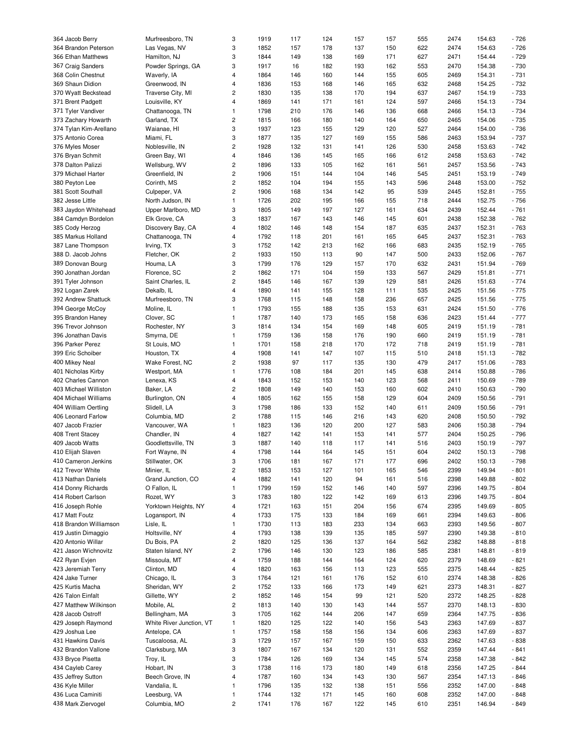| | | | | | | | | | | | |
|---|---|---|---|---|---|---|---|---|---|---|---|
| 364 Jacob Berry | Murfreesboro, TN | 3 | 1919 | 117 | 124 | 157 | 157 | 555 | 2474 | 154.63 | - 726 |
| 364 Brandon Peterson | Las Vegas, NV | 3 | 1852 | 157 | 178 | 137 | 150 | 622 | 2474 | 154.63 | - 726 |
| 366 Ethan Matthews | Hamilton, NJ | 3 | 1844 | 149 | 138 | 169 | 171 | 627 | 2471 | 154.44 | - 729 |
| 367 Craig Sanders | Powder Springs, GA | 3 | 1917 | 16 | 182 | 193 | 162 | 553 | 2470 | 154.38 | - 730 |
| 368 Colin Chestnut | Waverly, IA | 4 | 1864 | 146 | 160 | 144 | 155 | 605 | 2469 | 154.31 | - 731 |
| 369 Shaun Didion | Greenwood, IN | 4 | 1836 | 153 | 168 | 146 | 165 | 632 | 2468 | 154.25 | - 732 |
| 370 Wyatt Beckstead | Traverse City, MI | 2 | 1830 | 135 | 138 | 170 | 194 | 637 | 2467 | 154.19 | - 733 |
| 371 Brent Padgett | Louisville, KY | 4 | 1869 | 141 | 171 | 161 | 124 | 597 | 2466 | 154.13 | - 734 |
| 371 Tyler Vandiver | Chattanooga, TN | 1 | 1798 | 210 | 176 | 146 | 136 | 668 | 2466 | 154.13 | - 734 |
| 373 Zachary Howarth | Garland, TX | 2 | 1815 | 166 | 180 | 140 | 164 | 650 | 2465 | 154.06 | - 735 |
| 374 Tylan Kim-Arellano | Waianae, HI | 3 | 1937 | 123 | 155 | 129 | 120 | 527 | 2464 | 154.00 | - 736 |
| 375 Antonio Corea | Miami, FL | 3 | 1877 | 135 | 127 | 169 | 155 | 586 | 2463 | 153.94 | - 737 |
| 376 Myles Moser | Noblesville, IN | 2 | 1928 | 132 | 131 | 141 | 126 | 530 | 2458 | 153.63 | - 742 |
| 376 Bryan Schmit | Green Bay, WI | 4 | 1846 | 136 | 145 | 165 | 166 | 612 | 2458 | 153.63 | - 742 |
| 378 Dalton Palizzi | Wellsburg, WV | 2 | 1896 | 133 | 105 | 162 | 161 | 561 | 2457 | 153.56 | - 743 |
| 379 Michael Harter | Greenfield, IN | 2 | 1906 | 151 | 144 | 104 | 146 | 545 | 2451 | 153.19 | - 749 |
| 380 Peyton Lee | Corinth, MS | 2 | 1852 | 104 | 194 | 155 | 143 | 596 | 2448 | 153.00 | - 752 |
| 381 Scott Southall | Culpeper, VA | 2 | 1906 | 168 | 134 | 142 | 95 | 539 | 2445 | 152.81 | - 755 |
| 382 Jesse Little | North Judson, IN | 1 | 1726 | 202 | 195 | 166 | 155 | 718 | 2444 | 152.75 | - 756 |
| 383 Jaydon Whitehead | Upper Marlboro, MD | 3 | 1805 | 149 | 197 | 127 | 161 | 634 | 2439 | 152.44 | - 761 |
| 384 Camdyn Bordelon | Elk Grove, CA | 3 | 1837 | 167 | 143 | 146 | 145 | 601 | 2438 | 152.38 | - 762 |
| 385 Cody Herzog | Discovery Bay, CA | 4 | 1802 | 146 | 148 | 154 | 187 | 635 | 2437 | 152.31 | - 763 |
| 385 Markus Holland | Chattanooga, TN | 4 | 1792 | 118 | 201 | 161 | 165 | 645 | 2437 | 152.31 | - 763 |
| 387 Lane Thompson | Irving, TX | 3 | 1752 | 142 | 213 | 162 | 166 | 683 | 2435 | 152.19 | - 765 |
| 388 D. Jacob Johns | Fletcher, OK | 2 | 1933 | 150 | 113 | 90 | 147 | 500 | 2433 | 152.06 | - 767 |
| 389 Donovan Bourg | Houma, LA | 3 | 1799 | 176 | 129 | 157 | 170 | 632 | 2431 | 151.94 | - 769 |
| 390 Jonathan Jordan | Florence, SC | 2 | 1862 | 171 | 104 | 159 | 133 | 567 | 2429 | 151.81 | - 771 |
| 391 Tyler Johnson | Saint Charles, IL | 2 | 1845 | 146 | 167 | 139 | 129 | 581 | 2426 | 151.63 | - 774 |
| 392 Logan Zarek | Dekalb, IL | 4 | 1890 | 141 | 155 | 128 | 111 | 535 | 2425 | 151.56 | - 775 |
| 392 Andrew Shattuck | Murfreesboro, TN | 3 | 1768 | 115 | 148 | 158 | 236 | 657 | 2425 | 151.56 | - 775 |
| 394 George McCoy | Moline, IL | 1 | 1793 | 155 | 188 | 135 | 153 | 631 | 2424 | 151.50 | - 776 |
| 395 Brandon Haney | Clover, SC | 1 | 1787 | 140 | 173 | 165 | 158 | 636 | 2423 | 151.44 | - 777 |
| 396 Trevor Johnson | Rochester, NY | 3 | 1814 | 134 | 154 | 169 | 148 | 605 | 2419 | 151.19 | - 781 |
| 396 Jonathan Davis | Smyrna, DE | 1 | 1759 | 136 | 158 | 176 | 190 | 660 | 2419 | 151.19 | - 781 |
| 396 Parker Perez | St Louis, MO | 1 | 1701 | 158 | 218 | 170 | 172 | 718 | 2419 | 151.19 | - 781 |
| 399 Eric Schoiber | Houston, TX | 4 | 1908 | 141 | 147 | 107 | 115 | 510 | 2418 | 151.13 | - 782 |
| 400 Mikey Neal | Wake Forest, NC | 2 | 1938 | 97 | 117 | 135 | 130 | 479 | 2417 | 151.06 | - 783 |
| 401 Nicholas Kirby | Westport, MA | 1 | 1776 | 108 | 184 | 201 | 145 | 638 | 2414 | 150.88 | - 786 |
| 402 Charles Cannon | Lenexa, KS | 4 | 1843 | 152 | 153 | 140 | 123 | 568 | 2411 | 150.69 | - 789 |
| 403 Michael Williston | Baker, LA | 2 | 1808 | 149 | 140 | 153 | 160 | 602 | 2410 | 150.63 | - 790 |
| 404 Michael Williams | Burlington, ON | 4 | 1805 | 162 | 155 | 158 | 129 | 604 | 2409 | 150.56 | - 791 |
| 404 William Oertling | Slidell, LA | 3 | 1798 | 186 | 133 | 152 | 140 | 611 | 2409 | 150.56 | - 791 |
| 406 Leonard Farlow | Columbia, MD | 2 | 1788 | 115 | 146 | 216 | 143 | 620 | 2408 | 150.50 | - 792 |
| 407 Jacob Frazier | Vancouver, WA | 1 | 1823 | 136 | 120 | 200 | 127 | 583 | 2406 | 150.38 | - 794 |
| 408 Trent Stacey | Chandler, IN | 4 | 1827 | 142 | 141 | 153 | 141 | 577 | 2404 | 150.25 | - 796 |
| 409 Jacob Watts | Goodlettsville, TN | 3 | 1887 | 140 | 118 | 117 | 141 | 516 | 2403 | 150.19 | - 797 |
| 410 Elijah Slaven | Fort Wayne, IN | 4 | 1798 | 144 | 164 | 145 | 151 | 604 | 2402 | 150.13 | - 798 |
| 410 Cameron Jenkins | Stillwater, OK | 3 | 1706 | 181 | 167 | 171 | 177 | 696 | 2402 | 150.13 | - 798 |
| 412 Trevor White | Minier, IL | 2 | 1853 | 153 | 127 | 101 | 165 | 546 | 2399 | 149.94 | - 801 |
| 413 Nathan Daniels | Grand Junction, CO | 4 | 1882 | 141 | 120 | 94 | 161 | 516 | 2398 | 149.88 | - 802 |
| 414 Donny Richards | O Fallon, IL | 1 | 1799 | 159 | 152 | 146 | 140 | 597 | 2396 | 149.75 | - 804 |
| 414 Robert Carlson | Rozet, WY | 3 | 1783 | 180 | 122 | 142 | 169 | 613 | 2396 | 149.75 | - 804 |
| 416 Joseph Rohle | Yorktown Heights, NY | 4 | 1721 | 163 | 151 | 204 | 156 | 674 | 2395 | 149.69 | - 805 |
| 417 Matt Foutz | Logansport, IN | 4 | 1733 | 175 | 133 | 184 | 169 | 661 | 2394 | 149.63 | - 806 |
| 418 Brandon Williamson | Lisle, IL | 1 | 1730 | 113 | 183 | 233 | 134 | 663 | 2393 | 149.56 | - 807 |
| 419 Justin Dimaggio | Holtsville, NY | 4 | 1793 | 138 | 139 | 135 | 185 | 597 | 2390 | 149.38 | - 810 |
| 420 Antonio Willar | Du Bois, PA | 2 | 1820 | 125 | 136 | 137 | 164 | 562 | 2382 | 148.88 | - 818 |
| 421 Jason Wichnovitz | Staten Island, NY | 2 | 1796 | 146 | 130 | 123 | 186 | 585 | 2381 | 148.81 | - 819 |
| 422 Ryan Evjen | Missoula, MT | 4 | 1759 | 188 | 144 | 164 | 124 | 620 | 2379 | 148.69 | - 821 |
| 423 Jeremiah Terry | Clinton, MD | 4 | 1820 | 163 | 156 | 113 | 123 | 555 | 2375 | 148.44 | - 825 |
| 424 Jake Turner | Chicago, IL | 3 | 1764 | 121 | 161 | 176 | 152 | 610 | 2374 | 148.38 | - 826 |
| 425 Kurtis Macha | Sheridan, WY | 2 | 1752 | 133 | 166 | 173 | 149 | 621 | 2373 | 148.31 | - 827 |
| 426 Talon Einfalt | Gillette, WY | 2 | 1852 | 146 | 154 | 99 | 121 | 520 | 2372 | 148.25 | - 828 |
| 427 Matthew Wilkinson | Mobile, AL | 2 | 1813 | 140 | 130 | 143 | 144 | 557 | 2370 | 148.13 | - 830 |
| 428 Jacob Ostroff | Bellingham, MA | 3 | 1705 | 162 | 144 | 206 | 147 | 659 | 2364 | 147.75 | - 836 |
| 429 Joseph Raymond | White River Junction, VT | 1 | 1820 | 125 | 122 | 140 | 156 | 543 | 2363 | 147.69 | - 837 |
| 429 Joshua Lee | Antelope, CA | 1 | 1757 | 158 | 158 | 156 | 134 | 606 | 2363 | 147.69 | - 837 |
| 431 Hawkins Davis | Tuscaloosa, AL | 3 | 1729 | 157 | 167 | 159 | 150 | 633 | 2362 | 147.63 | - 838 |
| 432 Brandon Vallone | Clarksburg, MA | 3 | 1807 | 167 | 134 | 120 | 131 | 552 | 2359 | 147.44 | - 841 |
| 433 Bryce Pisetta | Troy, IL | 3 | 1784 | 126 | 169 | 134 | 145 | 574 | 2358 | 147.38 | - 842 |
| 434 Cayleb Carey | Hobart, IN | 3 | 1738 | 116 | 173 | 180 | 149 | 618 | 2356 | 147.25 | - 844 |
| 435 Jeffrey Sutton | Beech Grove, IN | 4 | 1787 | 160 | 134 | 143 | 130 | 567 | 2354 | 147.13 | - 846 |
| 436 Kyle Miller | Vandalia, IL | 1 | 1796 | 135 | 132 | 138 | 151 | 556 | 2352 | 147.00 | - 848 |
| 436 Luca Caminiti | Leesburg, VA | 1 | 1744 | 132 | 171 | 145 | 160 | 608 | 2352 | 147.00 | - 848 |
| 438 Mark Ziervogel | Columbia, MO | 2 | 1741 | 176 | 167 | 122 | 145 | 610 | 2351 | 146.94 | - 849 |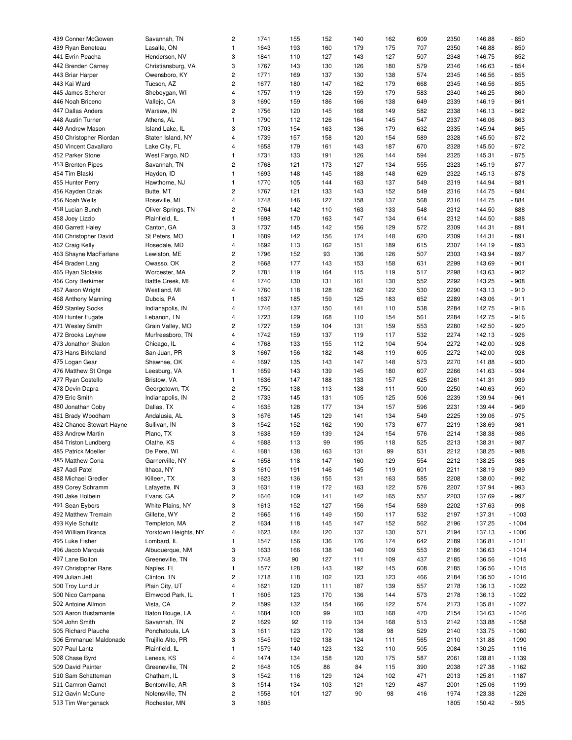| | | | | | | | | | | | |
|---|---|---|---|---|---|---|---|---|---|---|---|
| 439 Conner McGowen | Savannah, TN | 2 | 1741 | 155 | 152 | 140 | 162 | 609 | 2350 | 146.88 | - 850 |
| 439 Ryan Beneteau | Lasalle, ON | 1 | 1643 | 193 | 160 | 179 | 175 | 707 | 2350 | 146.88 | - 850 |
| 441 Evrin Peacha | Henderson, NV | 3 | 1841 | 110 | 127 | 143 | 127 | 507 | 2348 | 146.75 | - 852 |
| 442 Brenden Carney | Christiansburg, VA | 3 | 1767 | 143 | 130 | 126 | 180 | 579 | 2346 | 146.63 | - 854 |
| 443 Briar Harper | Owensboro, KY | 2 | 1771 | 169 | 137 | 130 | 138 | 574 | 2345 | 146.56 | - 855 |
| 443 Kai Ward | Tucson, AZ | 2 | 1677 | 180 | 147 | 162 | 179 | 668 | 2345 | 146.56 | - 855 |
| 445 James Scherer | Sheboygan, WI | 4 | 1757 | 119 | 126 | 159 | 179 | 583 | 2340 | 146.25 | - 860 |
| 446 Noah Briceno | Vallejo, CA | 3 | 1690 | 159 | 186 | 166 | 138 | 649 | 2339 | 146.19 | - 861 |
| 447 Dallas Anders | Warsaw, IN | 2 | 1756 | 120 | 145 | 168 | 149 | 582 | 2338 | 146.13 | - 862 |
| 448 Austin Turner | Athens, AL | 1 | 1790 | 112 | 126 | 164 | 145 | 547 | 2337 | 146.06 | - 863 |
| 449 Andrew Mason | Island Lake, IL | 3 | 1703 | 154 | 163 | 136 | 179 | 632 | 2335 | 145.94 | - 865 |
| 450 Christopher Riordan | Staten Island, NY | 4 | 1739 | 157 | 158 | 120 | 154 | 589 | 2328 | 145.50 | - 872 |
| 450 Vincent Cavallaro | Lake City, FL | 4 | 1658 | 179 | 161 | 143 | 187 | 670 | 2328 | 145.50 | - 872 |
| 452 Parker Stone | West Fargo, ND | 1 | 1731 | 133 | 191 | 126 | 144 | 594 | 2325 | 145.31 | - 875 |
| 453 Brenton Pipes | Savannah, TN | 2 | 1768 | 121 | 173 | 127 | 134 | 555 | 2323 | 145.19 | - 877 |
| 454 Tim Blaski | Hayden, ID | 1 | 1693 | 148 | 145 | 188 | 148 | 629 | 2322 | 145.13 | - 878 |
| 455 Hunter Perry | Hawthorne, NJ | 1 | 1770 | 105 | 144 | 163 | 137 | 549 | 2319 | 144.94 | - 881 |
| 456 Kayden Dziak | Butte, MT | 2 | 1767 | 121 | 133 | 143 | 152 | 549 | 2316 | 144.75 | - 884 |
| 456 Noah Wells | Roseville, MI | 4 | 1748 | 146 | 127 | 158 | 137 | 568 | 2316 | 144.75 | - 884 |
| 458 Lucian Bunch | Oliver Springs, TN | 2 | 1764 | 142 | 110 | 163 | 133 | 548 | 2312 | 144.50 | - 888 |
| 458 Joey Lizzio | Plainfield, IL | 1 | 1698 | 170 | 163 | 147 | 134 | 614 | 2312 | 144.50 | - 888 |
| 460 Garrett Haley | Canton, GA | 3 | 1737 | 145 | 142 | 156 | 129 | 572 | 2309 | 144.31 | - 891 |
| 460 Christopher David | St Peters, MO | 1 | 1689 | 142 | 156 | 174 | 148 | 620 | 2309 | 144.31 | - 891 |
| 462 Craig Kelly | Rosedale, MD | 4 | 1692 | 113 | 162 | 151 | 189 | 615 | 2307 | 144.19 | - 893 |
| 463 Shayne MacFarlane | Lewiston, ME | 2 | 1796 | 152 | 93 | 136 | 126 | 507 | 2303 | 143.94 | - 897 |
| 464 Braden Lang | Owasso, OK | 2 | 1668 | 177 | 143 | 153 | 158 | 631 | 2299 | 143.69 | - 901 |
| 465 Ryan Stolakis | Worcester, MA | 2 | 1781 | 119 | 164 | 115 | 119 | 517 | 2298 | 143.63 | - 902 |
| 466 Cory Berkimer | Battle Creek, MI | 4 | 1740 | 130 | 131 | 161 | 130 | 552 | 2292 | 143.25 | - 908 |
| 467 Aaron Wright | Westland, MI | 4 | 1760 | 118 | 128 | 162 | 122 | 530 | 2290 | 143.13 | - 910 |
| 468 Anthony Manning | Dubois, PA | 1 | 1637 | 185 | 159 | 125 | 183 | 652 | 2289 | 143.06 | - 911 |
| 469 Stanley Socks | Indianapolis, IN | 4 | 1746 | 137 | 150 | 141 | 110 | 538 | 2284 | 142.75 | - 916 |
| 469 Hunter Fugate | Lebanon, TN | 4 | 1723 | 129 | 168 | 110 | 154 | 561 | 2284 | 142.75 | - 916 |
| 471 Wesley Smith | Grain Valley, MO | 2 | 1727 | 159 | 104 | 131 | 159 | 553 | 2280 | 142.50 | - 920 |
| 472 Brooks Leyhew | Murfreesboro, TN | 4 | 1742 | 159 | 137 | 119 | 117 | 532 | 2274 | 142.13 | - 926 |
| 473 Jonathon Skalon | Chicago, IL | 4 | 1768 | 133 | 155 | 112 | 104 | 504 | 2272 | 142.00 | - 928 |
| 473 Hans Birkeland | San Juan, PR | 3 | 1667 | 156 | 182 | 148 | 119 | 605 | 2272 | 142.00 | - 928 |
| 475 Logan Gear | Shawnee, OK | 4 | 1697 | 135 | 143 | 147 | 148 | 573 | 2270 | 141.88 | - 930 |
| 476 Matthew St Onge | Leesburg, VA | 1 | 1659 | 143 | 139 | 145 | 180 | 607 | 2266 | 141.63 | - 934 |
| 477 Ryan Costello | Bristow, VA | 1 | 1636 | 147 | 188 | 133 | 157 | 625 | 2261 | 141.31 | - 939 |
| 478 Devin Dapra | Georgetown, TX | 2 | 1750 | 138 | 113 | 138 | 111 | 500 | 2250 | 140.63 | - 950 |
| 479 Eric Smith | Indianapolis, IN | 2 | 1733 | 145 | 131 | 105 | 125 | 506 | 2239 | 139.94 | - 961 |
| 480 Jonathan Coby | Dallas, TX | 4 | 1635 | 128 | 177 | 134 | 157 | 596 | 2231 | 139.44 | - 969 |
| 481 Brady Woodham | Andalusia, AL | 3 | 1676 | 145 | 129 | 141 | 134 | 549 | 2225 | 139.06 | - 975 |
| 482 Chance Stewart-Hayne | Sullivan, IN | 3 | 1542 | 152 | 162 | 190 | 173 | 677 | 2219 | 138.69 | - 981 |
| 483 Andrew Martin | Plano, TX | 3 | 1638 | 159 | 139 | 124 | 154 | 576 | 2214 | 138.38 | - 986 |
| 484 Triston Lundberg | Olathe, KS | 4 | 1688 | 113 | 99 | 195 | 118 | 525 | 2213 | 138.31 | - 987 |
| 485 Patrick Moeller | De Pere, WI | 4 | 1681 | 138 | 163 | 131 | 99 | 531 | 2212 | 138.25 | - 988 |
| 485 Matthew Cona | Garnerville, NY | 4 | 1658 | 118 | 147 | 160 | 129 | 554 | 2212 | 138.25 | - 988 |
| 487 Aadi Patel | Ithaca, NY | 3 | 1610 | 191 | 146 | 145 | 119 | 601 | 2211 | 138.19 | - 989 |
| 488 Michael Gredler | Killeen, TX | 3 | 1623 | 136 | 155 | 131 | 163 | 585 | 2208 | 138.00 | - 992 |
| 489 Corey Schramm | Lafayette, IN | 3 | 1631 | 119 | 172 | 163 | 122 | 576 | 2207 | 137.94 | - 993 |
| 490 Jake Holbein | Evans, GA | 2 | 1646 | 109 | 141 | 142 | 165 | 557 | 2203 | 137.69 | - 997 |
| 491 Sean Eybers | White Plains, NY | 3 | 1613 | 152 | 127 | 156 | 154 | 589 | 2202 | 137.63 | - 998 |
| 492 Matthew Tremain | Gillette, WY | 2 | 1665 | 116 | 149 | 150 | 117 | 532 | 2197 | 137.31 | - 1003 |
| 493 Kyle Schultz | Templeton, MA | 2 | 1634 | 118 | 145 | 147 | 152 | 562 | 2196 | 137.25 | - 1004 |
| 494 William Branca | Yorktown Heights, NY | 4 | 1623 | 184 | 120 | 137 | 130 | 571 | 2194 | 137.13 | - 1006 |
| 495 Luke Fisher | Lombard, IL | 1 | 1547 | 156 | 136 | 176 | 174 | 642 | 2189 | 136.81 | - 1011 |
| 496 Jacob Marquis | Albuquerque, NM | 3 | 1633 | 166 | 138 | 140 | 109 | 553 | 2186 | 136.63 | - 1014 |
| 497 Lane Bolton | Greeneville, TN | 3 | 1748 | 90 | 127 | 111 | 109 | 437 | 2185 | 136.56 | - 1015 |
| 497 Christopher Rans | Naples, FL | 1 | 1577 | 128 | 143 | 192 | 145 | 608 | 2185 | 136.56 | - 1015 |
| 499 Julian Jett | Clinton, TN | 2 | 1718 | 118 | 102 | 123 | 123 | 466 | 2184 | 136.50 | - 1016 |
| 500 Troy Lund Jr | Plain City, UT | 4 | 1621 | 120 | 111 | 187 | 139 | 557 | 2178 | 136.13 | - 1022 |
| 500 Nico Campana | Elmwood Park, IL | 1 | 1605 | 123 | 170 | 136 | 144 | 573 | 2178 | 136.13 | - 1022 |
| 502 Antoine Allmon | Vista, CA | 2 | 1599 | 132 | 154 | 166 | 122 | 574 | 2173 | 135.81 | - 1027 |
| 503 Aaron Bustamante | Baton Rouge, LA | 4 | 1684 | 100 | 99 | 103 | 168 | 470 | 2154 | 134.63 | - 1046 |
| 504 John Smith | Savannah, TN | 2 | 1629 | 92 | 119 | 134 | 168 | 513 | 2142 | 133.88 | - 1058 |
| 505 Richard Plauche | Ponchatoula, LA | 3 | 1611 | 123 | 170 | 138 | 98 | 529 | 2140 | 133.75 | - 1060 |
| 506 Emmanuel Maldonado | Trujillo Alto, PR | 3 | 1545 | 192 | 138 | 124 | 111 | 565 | 2110 | 131.88 | - 1090 |
| 507 Paul Lantz | Plainfield, IL | 1 | 1579 | 140 | 123 | 132 | 110 | 505 | 2084 | 130.25 | - 1116 |
| 508 Chase Byrd | Lenexa, KS | 4 | 1474 | 134 | 158 | 120 | 175 | 587 | 2061 | 128.81 | - 1139 |
| 509 David Painter | Greeneville, TN | 2 | 1648 | 105 | 86 | 84 | 115 | 390 | 2038 | 127.38 | - 1162 |
| 510 Sam Schatteman | Chatham, IL | 3 | 1542 | 116 | 129 | 124 | 102 | 471 | 2013 | 125.81 | - 1187 |
| 511 Camron Gamet | Bentonville, AR | 3 | 1514 | 134 | 103 | 121 | 129 | 487 | 2001 | 125.06 | - 1199 |
| 512 Gavin McCune | Nolensville, TN | 2 | 1558 | 101 | 127 | 90 | 98 | 416 | 1974 | 123.38 | - 1226 |
| 513 Tim Wengenack | Rochester, MN | 3 | 1805 | | | | | | 1805 | 150.42 | - 595 |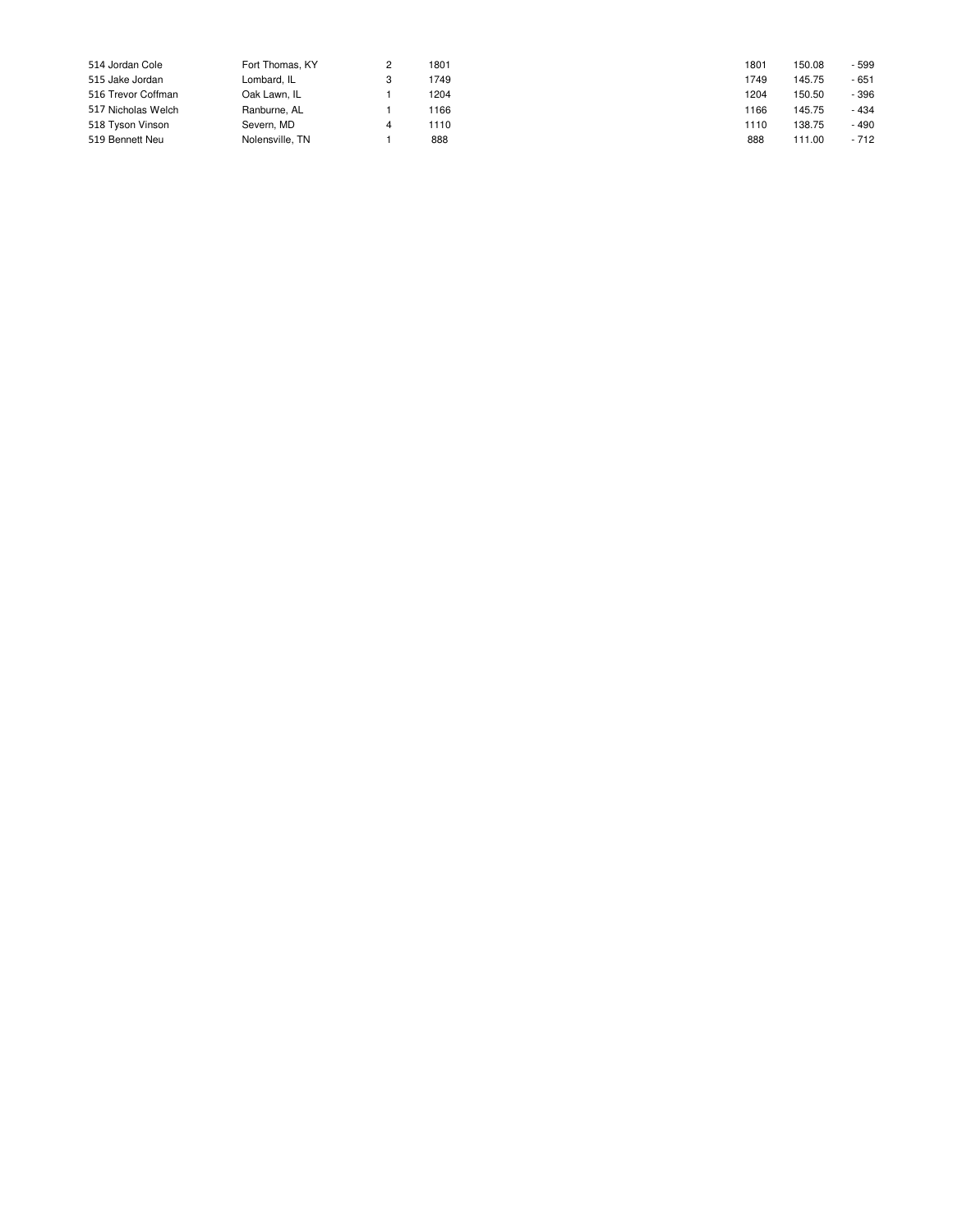| | | | | | | |
|---|---|---|---|---|---|---|
| 514 Jordan Cole | Fort Thomas, KY | 2 | 1801 | 1801 | 150.08 | - 599 |
| 515 Jake Jordan | Lombard, IL | 3 | 1749 | 1749 | 145.75 | - 651 |
| 516 Trevor Coffman | Oak Lawn, IL | 1 | 1204 | 1204 | 150.50 | - 396 |
| 517 Nicholas Welch | Ranburne, AL | 1 | 1166 | 1166 | 145.75 | - 434 |
| 518 Tyson Vinson | Severn, MD | 4 | 1110 | 1110 | 138.75 | - 490 |
| 519 Bennett Neu | Nolensville, TN | 1 | 888 | 888 | 111.00 | - 712 |